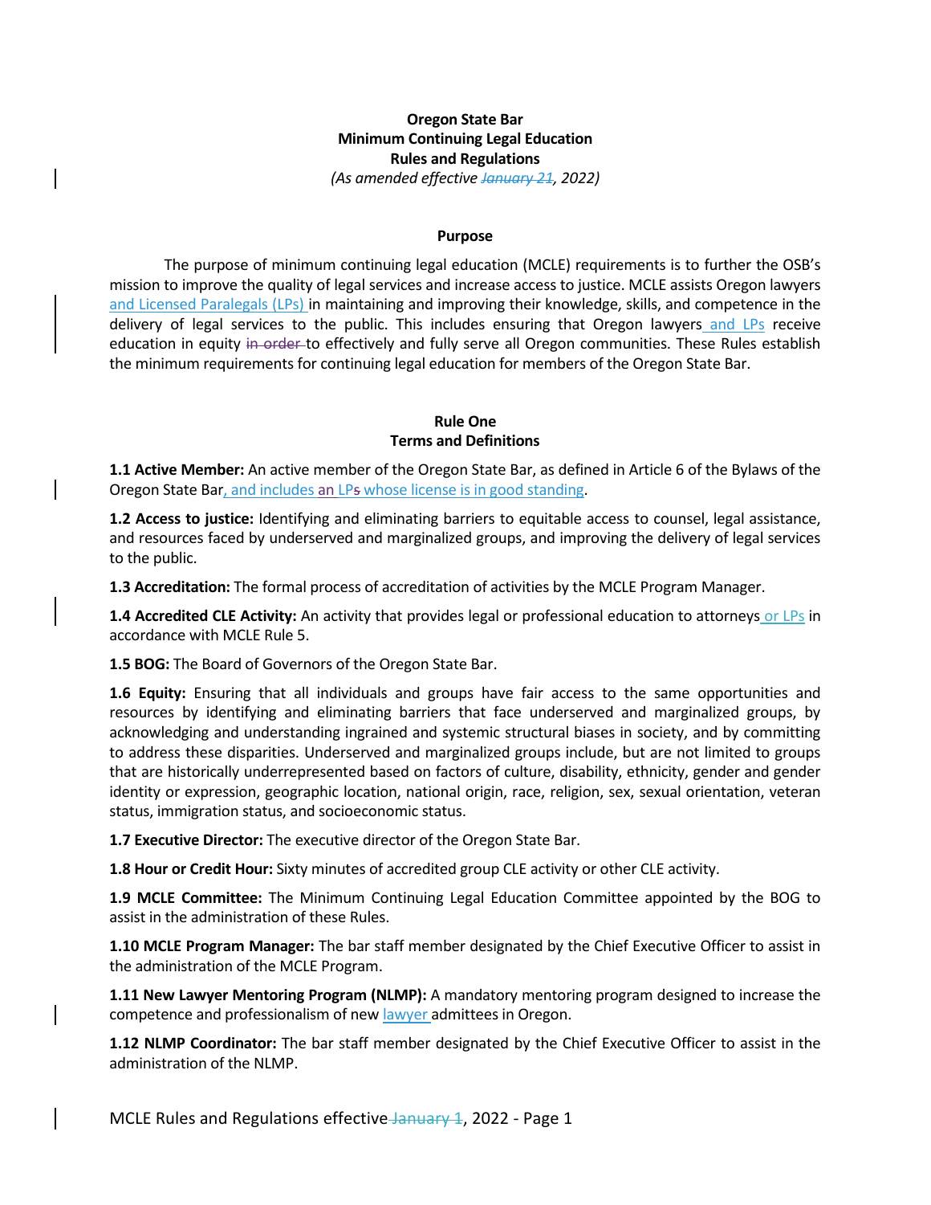**Oregon State Bar**
**Minimum Continuing Legal Education**
**Rules and Regulations**
*(As amended effective ~~January 21~~, 2022)*

**Purpose**

The purpose of minimum continuing legal education (MCLE) requirements is to further the OSB's mission to improve the quality of legal services and increase access to justice. MCLE assists Oregon lawyers and Licensed Paralegals (LPs) in maintaining and improving their knowledge, skills, and competence in the delivery of legal services to the public. This includes ensuring that Oregon lawyers and LPs receive education in equity ~~in order~~ to effectively and fully serve all Oregon communities. These Rules establish the minimum requirements for continuing legal education for members of the Oregon State Bar.

**Rule One**
**Terms and Definitions**

**1.1 Active Member:** An active member of the Oregon State Bar, as defined in Article 6 of the Bylaws of the Oregon State Bar, and includes an LP~~s~~ whose license is in good standing.

**1.2 Access to justice:** Identifying and eliminating barriers to equitable access to counsel, legal assistance, and resources faced by underserved and marginalized groups, and improving the delivery of legal services to the public.

**1.3 Accreditation:** The formal process of accreditation of activities by the MCLE Program Manager.

**1.4 Accredited CLE Activity:** An activity that provides legal or professional education to attorneys or LPs in accordance with MCLE Rule 5.

**1.5 BOG:** The Board of Governors of the Oregon State Bar.

**1.6 Equity:** Ensuring that all individuals and groups have fair access to the same opportunities and resources by identifying and eliminating barriers that face underserved and marginalized groups, by acknowledging and understanding ingrained and systemic structural biases in society, and by committing to address these disparities. Underserved and marginalized groups include, but are not limited to groups that are historically underrepresented based on factors of culture, disability, ethnicity, gender and gender identity or expression, geographic location, national origin, race, religion, sex, sexual orientation, veteran status, immigration status, and socioeconomic status.

**1.7 Executive Director:** The executive director of the Oregon State Bar.

**1.8 Hour or Credit Hour:** Sixty minutes of accredited group CLE activity or other CLE activity.

**1.9 MCLE Committee:** The Minimum Continuing Legal Education Committee appointed by the BOG to assist in the administration of these Rules.

**1.10 MCLE Program Manager:** The bar staff member designated by the Chief Executive Officer to assist in the administration of the MCLE Program.

**1.11 New Lawyer Mentoring Program (NLMP):** A mandatory mentoring program designed to increase the competence and professionalism of new lawyer admittees in Oregon.

**1.12 NLMP Coordinator:** The bar staff member designated by the Chief Executive Officer to assist in the administration of the NLMP.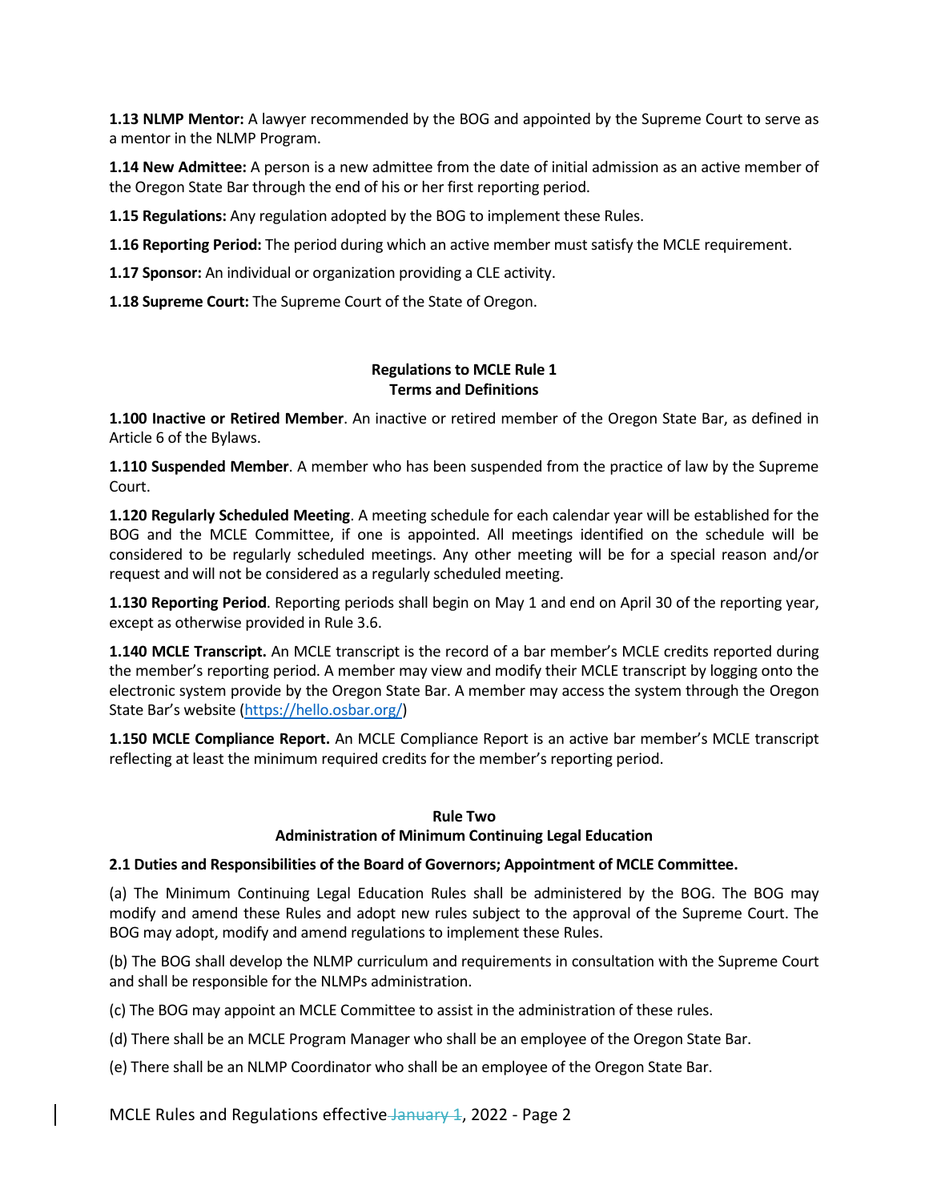**1.13 NLMP Mentor:** A lawyer recommended by the BOG and appointed by the Supreme Court to serve as a mentor in the NLMP Program.

**1.14 New Admittee:** A person is a new admittee from the date of initial admission as an active member of the Oregon State Bar through the end of his or her first reporting period.

**1.15 Regulations:** Any regulation adopted by the BOG to implement these Rules.

**1.16 Reporting Period:** The period during which an active member must satisfy the MCLE requirement.

**1.17 Sponsor:** An individual or organization providing a CLE activity.

**1.18 Supreme Court:** The Supreme Court of the State of Oregon.

## Regulations to MCLE Rule 1
## Terms and Definitions

**1.100 Inactive or Retired Member**. An inactive or retired member of the Oregon State Bar, as defined in Article 6 of the Bylaws.

**1.110 Suspended Member**. A member who has been suspended from the practice of law by the Supreme Court.

**1.120 Regularly Scheduled Meeting**. A meeting schedule for each calendar year will be established for the BOG and the MCLE Committee, if one is appointed. All meetings identified on the schedule will be considered to be regularly scheduled meetings. Any other meeting will be for a special reason and/or request and will not be considered as a regularly scheduled meeting.

**1.130 Reporting Period**. Reporting periods shall begin on May 1 and end on April 30 of the reporting year, except as otherwise provided in Rule 3.6.

**1.140 MCLE Transcript.** An MCLE transcript is the record of a bar member's MCLE credits reported during the member's reporting period. A member may view and modify their MCLE transcript by logging onto the electronic system provide by the Oregon State Bar. A member may access the system through the Oregon State Bar's website (https://hello.osbar.org/)

**1.150 MCLE Compliance Report.** An MCLE Compliance Report is an active bar member's MCLE transcript reflecting at least the minimum required credits for the member's reporting period.

## Rule Two
## Administration of Minimum Continuing Legal Education

**2.1 Duties and Responsibilities of the Board of Governors; Appointment of MCLE Committee.**

(a) The Minimum Continuing Legal Education Rules shall be administered by the BOG. The BOG may modify and amend these Rules and adopt new rules subject to the approval of the Supreme Court. The BOG may adopt, modify and amend regulations to implement these Rules.

(b) The BOG shall develop the NLMP curriculum and requirements in consultation with the Supreme Court and shall be responsible for the NLMPs administration.

(c) The BOG may appoint an MCLE Committee to assist in the administration of these rules.

(d) There shall be an MCLE Program Manager who shall be an employee of the Oregon State Bar.

(e) There shall be an NLMP Coordinator who shall be an employee of the Oregon State Bar.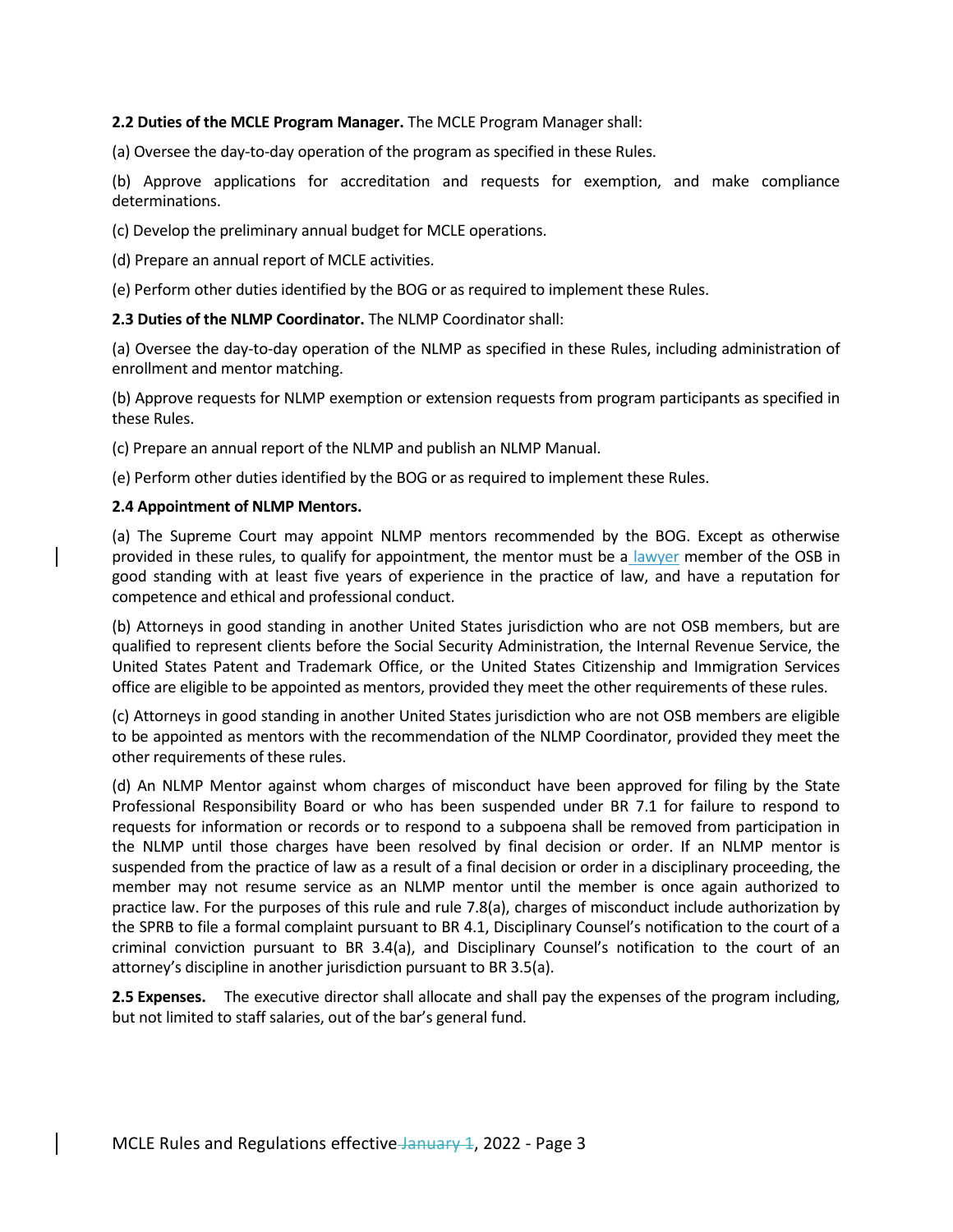**2.2 Duties of the MCLE Program Manager.** The MCLE Program Manager shall:

(a) Oversee the day-to-day operation of the program as specified in these Rules.

(b) Approve applications for accreditation and requests for exemption, and make compliance determinations.

(c) Develop the preliminary annual budget for MCLE operations.

(d) Prepare an annual report of MCLE activities.

(e) Perform other duties identified by the BOG or as required to implement these Rules.

**2.3 Duties of the NLMP Coordinator.** The NLMP Coordinator shall:

(a) Oversee the day-to-day operation of the NLMP as specified in these Rules, including administration of enrollment and mentor matching.

(b) Approve requests for NLMP exemption or extension requests from program participants as specified in these Rules.

(c) Prepare an annual report of the NLMP and publish an NLMP Manual.

(e) Perform other duties identified by the BOG or as required to implement these Rules.

**2.4 Appointment of NLMP Mentors.**

(a) The Supreme Court may appoint NLMP mentors recommended by the BOG. Except as otherwise provided in these rules, to qualify for appointment, the mentor must be a lawyer member of the OSB in good standing with at least five years of experience in the practice of law, and have a reputation for competence and ethical and professional conduct.

(b) Attorneys in good standing in another United States jurisdiction who are not OSB members, but are qualified to represent clients before the Social Security Administration, the Internal Revenue Service, the United States Patent and Trademark Office, or the United States Citizenship and Immigration Services office are eligible to be appointed as mentors, provided they meet the other requirements of these rules.

(c) Attorneys in good standing in another United States jurisdiction who are not OSB members are eligible to be appointed as mentors with the recommendation of the NLMP Coordinator, provided they meet the other requirements of these rules.

(d) An NLMP Mentor against whom charges of misconduct have been approved for filing by the State Professional Responsibility Board or who has been suspended under BR 7.1 for failure to respond to requests for information or records or to respond to a subpoena shall be removed from participation in the NLMP until those charges have been resolved by final decision or order. If an NLMP mentor is suspended from the practice of law as a result of a final decision or order in a disciplinary proceeding, the member may not resume service as an NLMP mentor until the member is once again authorized to practice law. For the purposes of this rule and rule 7.8(a), charges of misconduct include authorization by the SPRB to file a formal complaint pursuant to BR 4.1, Disciplinary Counsel's notification to the court of a criminal conviction pursuant to BR 3.4(a), and Disciplinary Counsel's notification to the court of an attorney's discipline in another jurisdiction pursuant to BR 3.5(a).

**2.5 Expenses.** The executive director shall allocate and shall pay the expenses of the program including, but not limited to, staff salaries, out of the bar's general fund.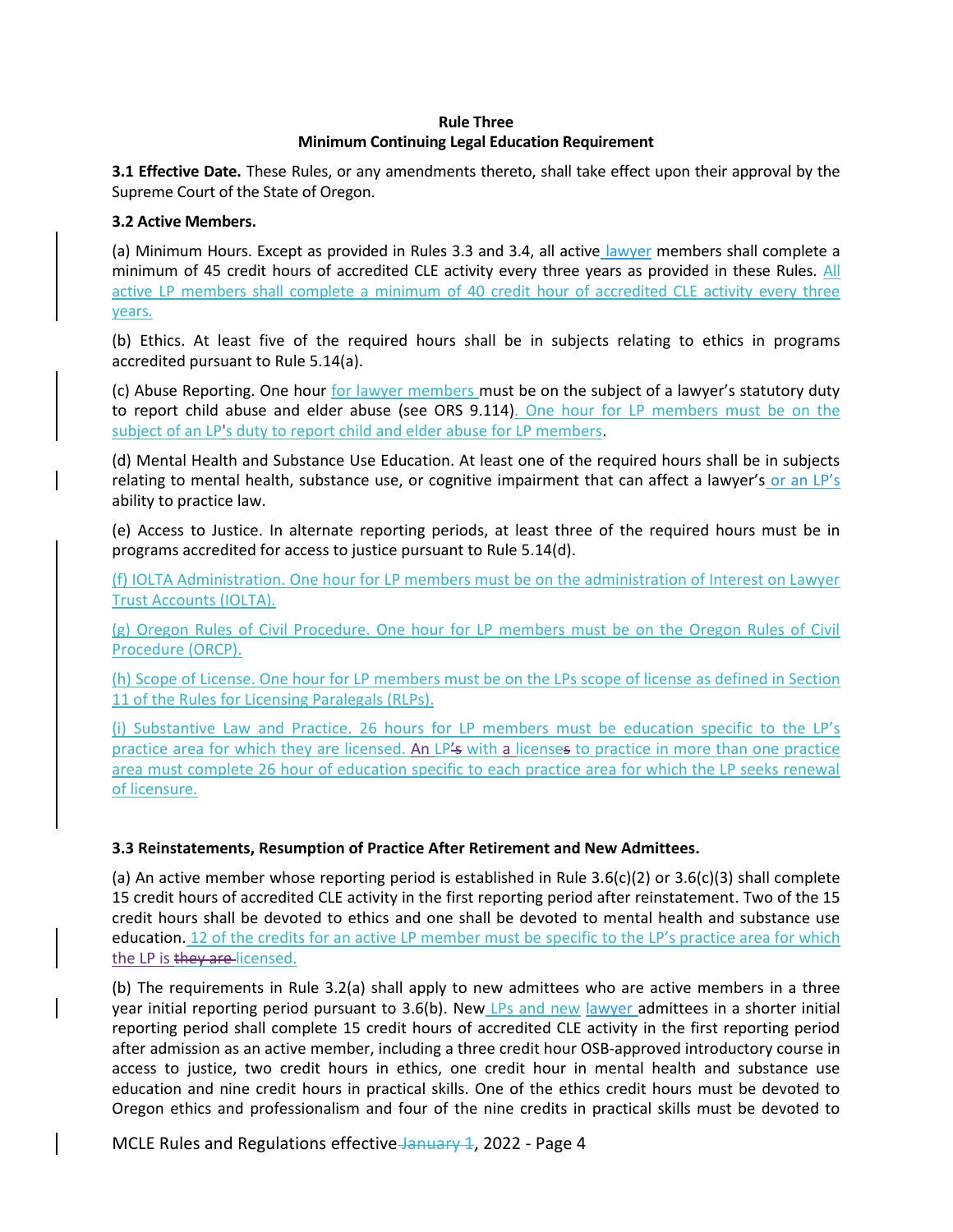**Rule Three**
**Minimum Continuing Legal Education Requirement**

**3.1 Effective Date.** These Rules, or any amendments thereto, shall take effect upon their approval by the Supreme Court of the State of Oregon.

**3.2 Active Members.**

(a) Minimum Hours. Except as provided in Rules 3.3 and 3.4, all active lawyer members shall complete a minimum of 45 credit hours of accredited CLE activity every three years as provided in these Rules. All active LP members shall complete a minimum of 40 credit hour of accredited CLE activity every three years.

(b) Ethics. At least five of the required hours shall be in subjects relating to ethics in programs accredited pursuant to Rule 5.14(a).

(c) Abuse Reporting. One hour for lawyer members must be on the subject of a lawyer's statutory duty to report child abuse and elder abuse (see ORS 9.114). One hour for LP members must be on the subject of an LP's duty to report child and elder abuse for LP members.

(d) Mental Health and Substance Use Education. At least one of the required hours shall be in subjects relating to mental health, substance use, or cognitive impairment that can affect a lawyer's or an LP's ability to practice law.

(e) Access to Justice. In alternate reporting periods, at least three of the required hours must be in programs accredited for access to justice pursuant to Rule 5.14(d).

(f) IOLTA Administration. One hour for LP members must be on the administration of Interest on Lawyer Trust Accounts (IOLTA).

(g) Oregon Rules of Civil Procedure. One hour for LP members must be on the Oregon Rules of Civil Procedure (ORCP).

(h) Scope of License. One hour for LP members must be on the LPs scope of license as defined in Section 11 of the Rules for Licensing Paralegals (RLPs).

(i) Substantive Law and Practice. 26 hours for LP members must be education specific to the LP's practice area for which they are licensed. An LP~~'s~~ with a license~~s~~ to practice in more than one practice area must complete 26 hour of education specific to each practice area for which the LP seeks renewal of licensure.

**3.3 Reinstatements, Resumption of Practice After Retirement and New Admittees.**

(a) An active member whose reporting period is established in Rule 3.6(c)(2) or 3.6(c)(3) shall complete 15 credit hours of accredited CLE activity in the first reporting period after reinstatement. Two of the 15 credit hours shall be devoted to ethics and one shall be devoted to mental health and substance use education. 12 of the credits for an active LP member must be specific to the LP's practice area for which the LP is ~~they are~~ licensed.

(b) The requirements in Rule 3.2(a) shall apply to new admittees who are active members in a three year initial reporting period pursuant to 3.6(b). New LPs and new lawyer admittees in a shorter initial reporting period shall complete 15 credit hours of accredited CLE activity in the first reporting period after admission as an active member, including a three credit hour OSB-approved introductory course in access to justice, two credit hours in ethics, one credit hour in mental health and substance use education and nine credit hours in practical skills. One of the ethics credit hours must be devoted to Oregon ethics and professionalism and four of the nine credits in practical skills must be devoted to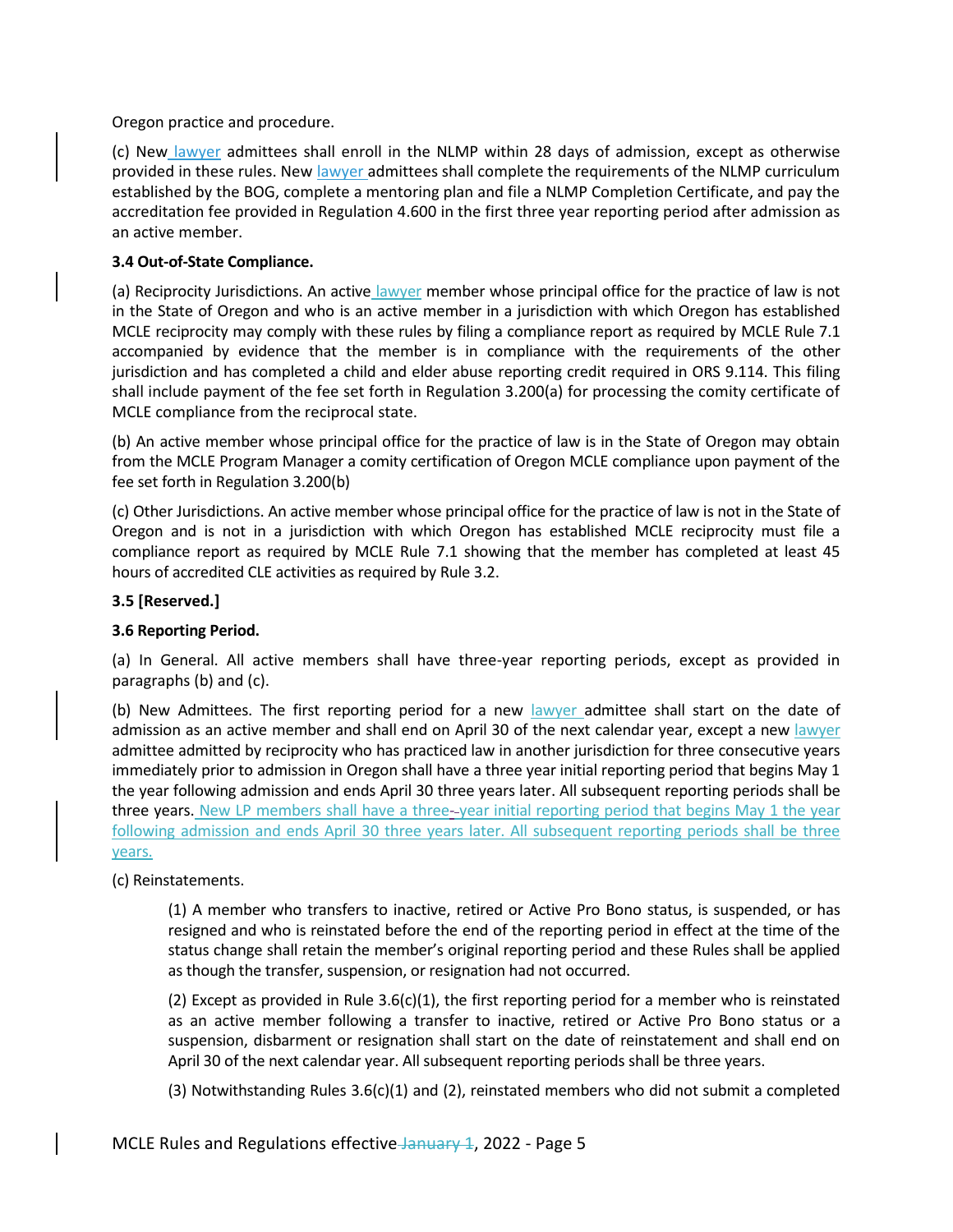Oregon practice and procedure.

(c) New lawyer admittees shall enroll in the NLMP within 28 days of admission, except as otherwise provided in these rules. New lawyer admittees shall complete the requirements of the NLMP curriculum established by the BOG, complete a mentoring plan and file a NLMP Completion Certificate, and pay the accreditation fee provided in Regulation 4.600 in the first three year reporting period after admission as an active member.

**3.4 Out-of-State Compliance.**

(a) Reciprocity Jurisdictions. An active lawyer member whose principal office for the practice of law is not in the State of Oregon and who is an active member in a jurisdiction with which Oregon has established MCLE reciprocity may comply with these rules by filing a compliance report as required by MCLE Rule 7.1 accompanied by evidence that the member is in compliance with the requirements of the other jurisdiction and has completed a child and elder abuse reporting credit required in ORS 9.114. This filing shall include payment of the fee set forth in Regulation 3.200(a) for processing the comity certificate of MCLE compliance from the reciprocal state.

(b) An active member whose principal office for the practice of law is in the State of Oregon may obtain from the MCLE Program Manager a comity certification of Oregon MCLE compliance upon payment of the fee set forth in Regulation 3.200(b)

(c) Other Jurisdictions. An active member whose principal office for the practice of law is not in the State of Oregon and is not in a jurisdiction with which Oregon has established MCLE reciprocity must file a compliance report as required by MCLE Rule 7.1 showing that the member has completed at least 45 hours of accredited CLE activities as required by Rule 3.2.

**3.5 [Reserved.]**

**3.6 Reporting Period.**

(a) In General. All active members shall have three-year reporting periods, except as provided in paragraphs (b) and (c).

(b) New Admittees. The first reporting period for a new lawyer admittee shall start on the date of admission as an active member and shall end on April 30 of the next calendar year, except a new lawyer admittee admitted by reciprocity who has practiced law in another jurisdiction for three consecutive years immediately prior to admission in Oregon shall have a three year initial reporting period that begins May 1 the year following admission and ends April 30 three years later. All subsequent reporting periods shall be three years. New LP members shall have a three-year initial reporting period that begins May 1 the year following admission and ends April 30 three years later. All subsequent reporting periods shall be three years.

(c) Reinstatements.

> (1) A member who transfers to inactive, retired or Active Pro Bono status, is suspended, or has resigned and who is reinstated before the end of the reporting period in effect at the time of the status change shall retain the member's original reporting period and these Rules shall be applied as though the transfer, suspension, or resignation had not occurred.
>
> (2) Except as provided in Rule 3.6(c)(1), the first reporting period for a member who is reinstated as an active member following a transfer to inactive, retired or Active Pro Bono status or a suspension, disbarment or resignation shall start on the date of reinstatement and shall end on April 30 of the next calendar year. All subsequent reporting periods shall be three years.
>
> (3) Notwithstanding Rules 3.6(c)(1) and (2), reinstated members who did not submit a completed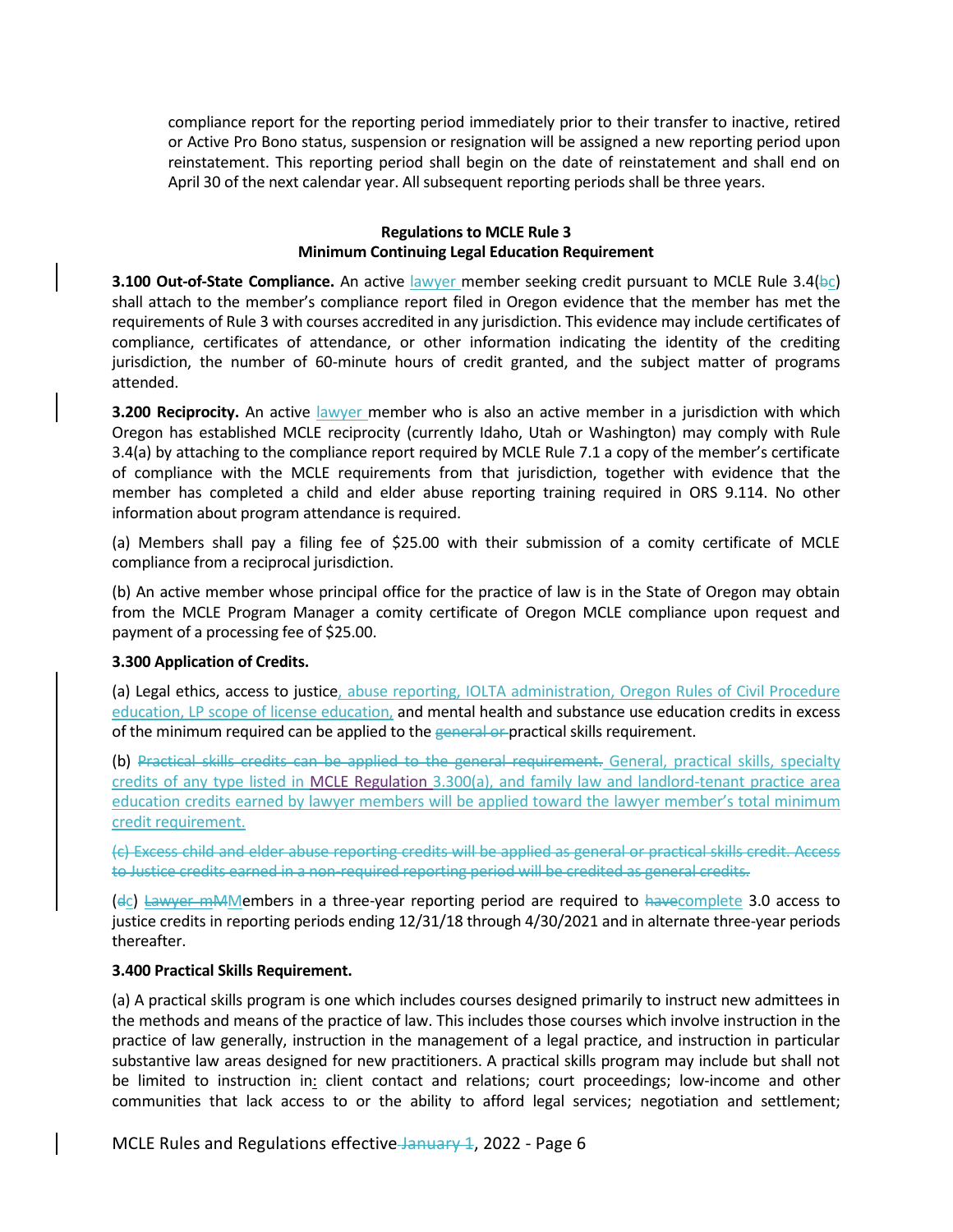compliance report for the reporting period immediately prior to their transfer to inactive, retired or Active Pro Bono status, suspension or resignation will be assigned a new reporting period upon reinstatement. This reporting period shall begin on the date of reinstatement and shall end on April 30 of the next calendar year. All subsequent reporting periods shall be three years.

**Regulations to MCLE Rule 3**
**Minimum Continuing Legal Education Requirement**

**3.100 Out-of-State Compliance.** An active lawyer member seeking credit pursuant to MCLE Rule 3.4(~~b~~c) shall attach to the member's compliance report filed in Oregon evidence that the member has met the requirements of Rule 3 with courses accredited in any jurisdiction. This evidence may include certificates of compliance, certificates of attendance, or other information indicating the identity of the crediting jurisdiction, the number of 60-minute hours of credit granted, and the subject matter of programs attended.

**3.200 Reciprocity.** An active lawyer member who is also an active member in a jurisdiction with which Oregon has established MCLE reciprocity (currently Idaho, Utah or Washington) may comply with Rule 3.4(a) by attaching to the compliance report required by MCLE Rule 7.1 a copy of the member's certificate of compliance with the MCLE requirements from that jurisdiction, together with evidence that the member has completed a child and elder abuse reporting training required in ORS 9.114. No other information about program attendance is required.

(a) Members shall pay a filing fee of $25.00 with their submission of a comity certificate of MCLE compliance from a reciprocal jurisdiction.

(b) An active member whose principal office for the practice of law is in the State of Oregon may obtain from the MCLE Program Manager a comity certificate of Oregon MCLE compliance upon request and payment of a processing fee of $25.00.

**3.300 Application of Credits.**

(a) Legal ethics, access to justice, abuse reporting, IOLTA administration, Oregon Rules of Civil Procedure education, LP scope of license education, and mental health and substance use education credits in excess of the minimum required can be applied to the ~~general or~~ practical skills requirement.

(b) ~~Practical skills credits can be applied to the general requirement.~~ General, practical skills, specialty credits of any type listed in MCLE Regulation 3.300(a), and family law and landlord-tenant practice area education credits earned by lawyer members will be applied toward the lawyer member's total minimum credit requirement.

~~(c) Excess child and elder abuse reporting credits will be applied as general or practical skills credit. Access to Justice credits earned in a non-required reporting period will be credited as general credits.~~

(~~d~~c) ~~Lawyer m~~Members in a three-year reporting period are required to ~~have~~complete 3.0 access to justice credits in reporting periods ending 12/31/18 through 4/30/2021 and in alternate three-year periods thereafter.

**3.400 Practical Skills Requirement.**

(a) A practical skills program is one which includes courses designed primarily to instruct new admittees in the methods and means of the practice of law. This includes those courses which involve instruction in the practice of law generally, instruction in the management of a legal practice, and instruction in particular substantive law areas designed for new practitioners. A practical skills program may include but shall not be limited to instruction in: client contact and relations; court proceedings; low-income and other communities that lack access to or the ability to afford legal services; negotiation and settlement;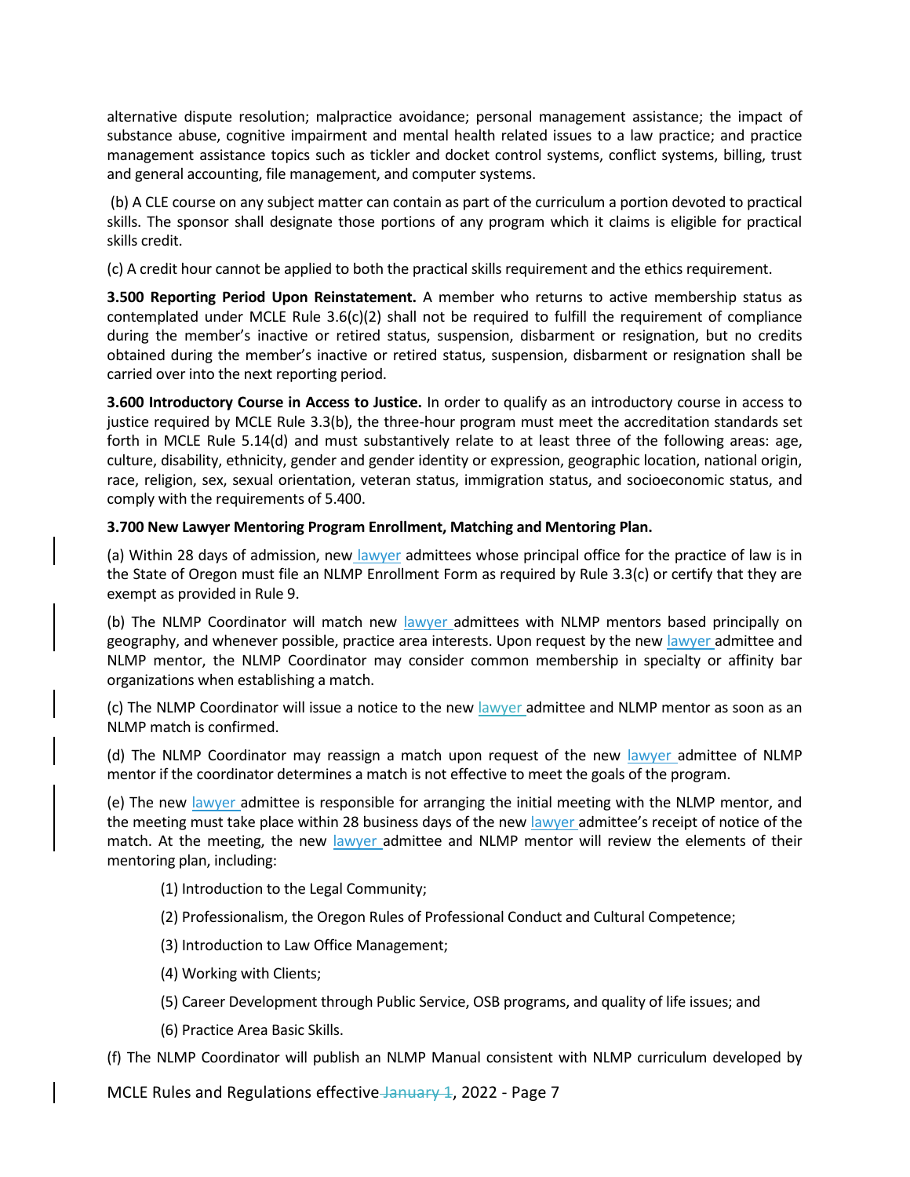alternative dispute resolution; malpractice avoidance; personal management assistance; the impact of substance abuse, cognitive impairment and mental health related issues to a law practice; and practice management assistance topics such as tickler and docket control systems, conflict systems, billing, trust and general accounting, file management, and computer systems.

(b) A CLE course on any subject matter can contain as part of the curriculum a portion devoted to practical skills. The sponsor shall designate those portions of any program which it claims is eligible for practical skills credit.

(c) A credit hour cannot be applied to both the practical skills requirement and the ethics requirement.

**3.500 Reporting Period Upon Reinstatement.** A member who returns to active membership status as contemplated under MCLE Rule 3.6(c)(2) shall not be required to fulfill the requirement of compliance during the member's inactive or retired status, suspension, disbarment or resignation, but no credits obtained during the member's inactive or retired status, suspension, disbarment or resignation shall be carried over into the next reporting period.

**3.600 Introductory Course in Access to Justice.** In order to qualify as an introductory course in access to justice required by MCLE Rule 3.3(b), the three-hour program must meet the accreditation standards set forth in MCLE Rule 5.14(d) and must substantively relate to at least three of the following areas: age, culture, disability, ethnicity, gender and gender identity or expression, geographic location, national origin, race, religion, sex, sexual orientation, veteran status, immigration status, and socioeconomic status, and comply with the requirements of 5.400.

**3.700 New Lawyer Mentoring Program Enrollment, Matching and Mentoring Plan.**

(a) Within 28 days of admission, new lawyer admittees whose principal office for the practice of law is in the State of Oregon must file an NLMP Enrollment Form as required by Rule 3.3(c) or certify that they are exempt as provided in Rule 9.

(b) The NLMP Coordinator will match new lawyer admittees with NLMP mentors based principally on geography, and whenever possible, practice area interests. Upon request by the new lawyer admittee and NLMP mentor, the NLMP Coordinator may consider common membership in specialty or affinity bar organizations when establishing a match.

(c) The NLMP Coordinator will issue a notice to the new lawyer admittee and NLMP mentor as soon as an NLMP match is confirmed.

(d) The NLMP Coordinator may reassign a match upon request of the new lawyer admittee of NLMP mentor if the coordinator determines a match is not effective to meet the goals of the program.

(e) The new lawyer admittee is responsible for arranging the initial meeting with the NLMP mentor, and the meeting must take place within 28 business days of the new lawyer admittee's receipt of notice of the match. At the meeting, the new lawyer admittee and NLMP mentor will review the elements of their mentoring plan, including:

(1) Introduction to the Legal Community;

(2) Professionalism, the Oregon Rules of Professional Conduct and Cultural Competence;

(3) Introduction to Law Office Management;

(4) Working with Clients;

(5) Career Development through Public Service, OSB programs, and quality of life issues; and

(6) Practice Area Basic Skills.

(f) The NLMP Coordinator will publish an NLMP Manual consistent with NLMP curriculum developed by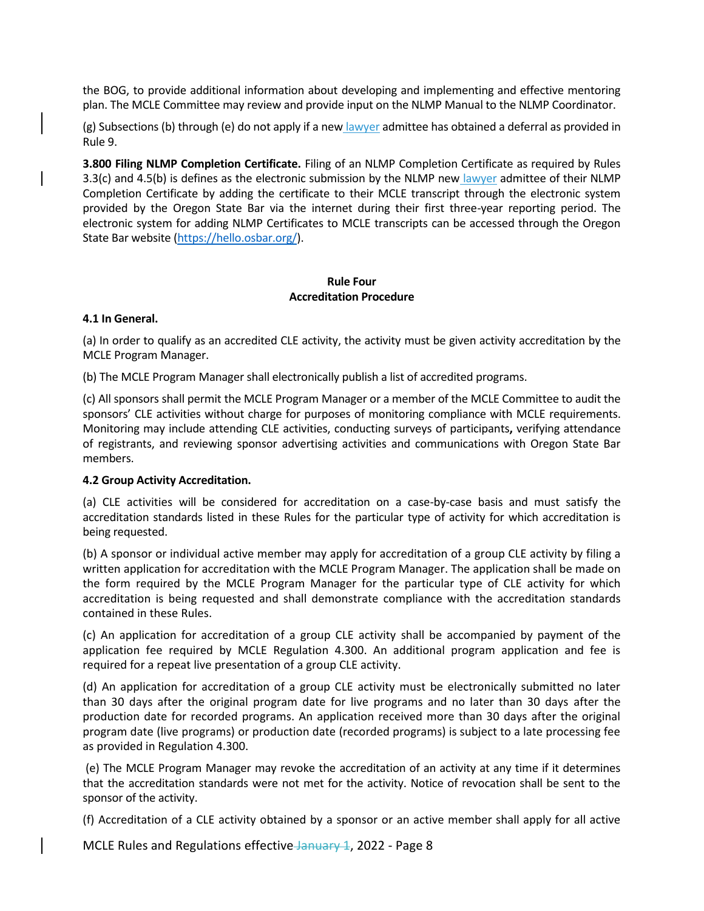the BOG, to provide additional information about developing and implementing and effective mentoring plan. The MCLE Committee may review and provide input on the NLMP Manual to the NLMP Coordinator.

(g) Subsections (b) through (e) do not apply if a new lawyer admittee has obtained a deferral as provided in Rule 9.

**3.800 Filing NLMP Completion Certificate.** Filing of an NLMP Completion Certificate as required by Rules 3.3(c) and 4.5(b) is defines as the electronic submission by the NLMP new lawyer admittee of their NLMP Completion Certificate by adding the certificate to their MCLE transcript through the electronic system provided by the Oregon State Bar via the internet during their first three-year reporting period. The electronic system for adding NLMP Certificates to MCLE transcripts can be accessed through the Oregon State Bar website (https://hello.osbar.org/).

## Rule Four
## Accreditation Procedure

**4.1 In General.**

(a) In order to qualify as an accredited CLE activity, the activity must be given activity accreditation by the MCLE Program Manager.

(b) The MCLE Program Manager shall electronically publish a list of accredited programs.

(c) All sponsors shall permit the MCLE Program Manager or a member of the MCLE Committee to audit the sponsors' CLE activities without charge for purposes of monitoring compliance with MCLE requirements. Monitoring may include attending CLE activities, conducting surveys of participants**,** verifying attendance of registrants, and reviewing sponsor advertising activities and communications with Oregon State Bar members.

**4.2 Group Activity Accreditation.**

(a) CLE activities will be considered for accreditation on a case-by-case basis and must satisfy the accreditation standards listed in these Rules for the particular type of activity for which accreditation is being requested.

(b) A sponsor or individual active member may apply for accreditation of a group CLE activity by filing a written application for accreditation with the MCLE Program Manager. The application shall be made on the form required by the MCLE Program Manager for the particular type of CLE activity for which accreditation is being requested and shall demonstrate compliance with the accreditation standards contained in these Rules.

(c) An application for accreditation of a group CLE activity shall be accompanied by payment of the application fee required by MCLE Regulation 4.300. An additional program application and fee is required for a repeat live presentation of a group CLE activity.

(d) An application for accreditation of a group CLE activity must be electronically submitted no later than 30 days after the original program date for live programs and no later than 30 days after the production date for recorded programs. An application received more than 30 days after the original program date (live programs) or production date (recorded programs) is subject to a late processing fee as provided in Regulation 4.300.

(e) The MCLE Program Manager may revoke the accreditation of an activity at any time if it determines that the accreditation standards were not met for the activity. Notice of revocation shall be sent to the sponsor of the activity.

(f) Accreditation of a CLE activity obtained by a sponsor or an active member shall apply for all active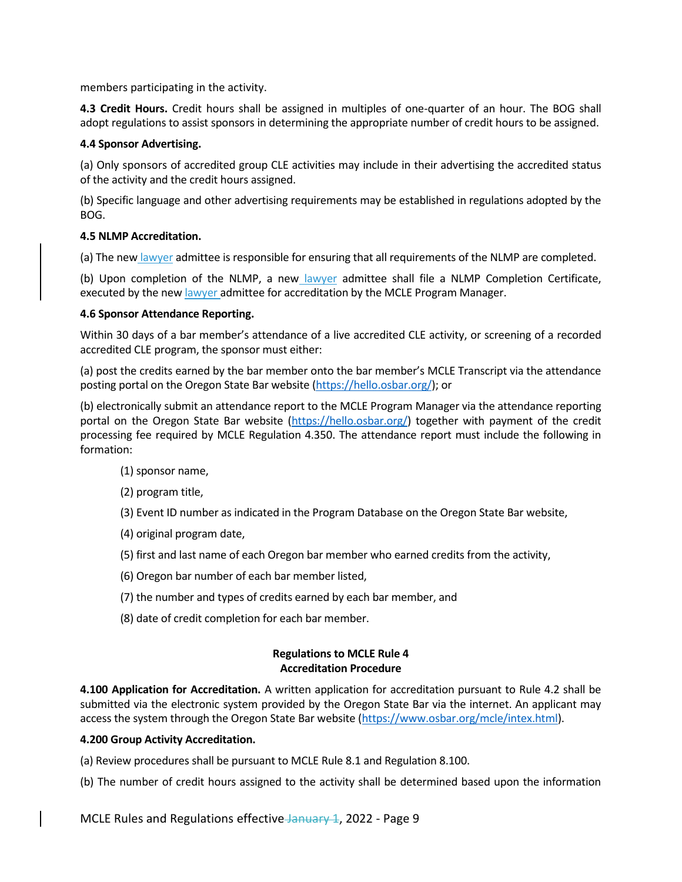members participating in the activity.

**4.3 Credit Hours.** Credit hours shall be assigned in multiples of one-quarter of an hour. The BOG shall adopt regulations to assist sponsors in determining the appropriate number of credit hours to be assigned.

**4.4 Sponsor Advertising.**

(a) Only sponsors of accredited group CLE activities may include in their advertising the accredited status of the activity and the credit hours assigned.

(b) Specific language and other advertising requirements may be established in regulations adopted by the BOG.

**4.5 NLMP Accreditation.**

(a) The new lawyer admittee is responsible for ensuring that all requirements of the NLMP are completed.

(b) Upon completion of the NLMP, a new lawyer admittee shall file a NLMP Completion Certificate, executed by the new lawyer admittee for accreditation by the MCLE Program Manager.

**4.6 Sponsor Attendance Reporting.**

Within 30 days of a bar member's attendance of a live accredited CLE activity, or screening of a recorded accredited CLE program, the sponsor must either:

(a) post the credits earned by the bar member onto the bar member's MCLE Transcript via the attendance posting portal on the Oregon State Bar website (https://hello.osbar.org/); or

(b) electronically submit an attendance report to the MCLE Program Manager via the attendance reporting portal on the Oregon State Bar website (https://hello.osbar.org/) together with payment of the credit processing fee required by MCLE Regulation 4.350. The attendance report must include the following information:

(1) sponsor name,

(2) program title,

(3) Event ID number as indicated in the Program Database on the Oregon State Bar website,

(4) original program date,

(5) first and last name of each Oregon bar member who earned credits from the activity,

(6) Oregon bar number of each bar member listed,

(7) the number and types of credits earned by each bar member, and

(8) date of credit completion for each bar member.

## Regulations to MCLE Rule 4
## Accreditation Procedure

**4.100 Application for Accreditation.** A written application for accreditation pursuant to Rule 4.2 shall be submitted via the electronic system provided by the Oregon State Bar via the internet. An applicant may access the system through the Oregon State Bar website (https://www.osbar.org/mcle/intex.html).

**4.200 Group Activity Accreditation.**

(a) Review procedures shall be pursuant to MCLE Rule 8.1 and Regulation 8.100.

(b) The number of credit hours assigned to the activity shall be determined based upon the information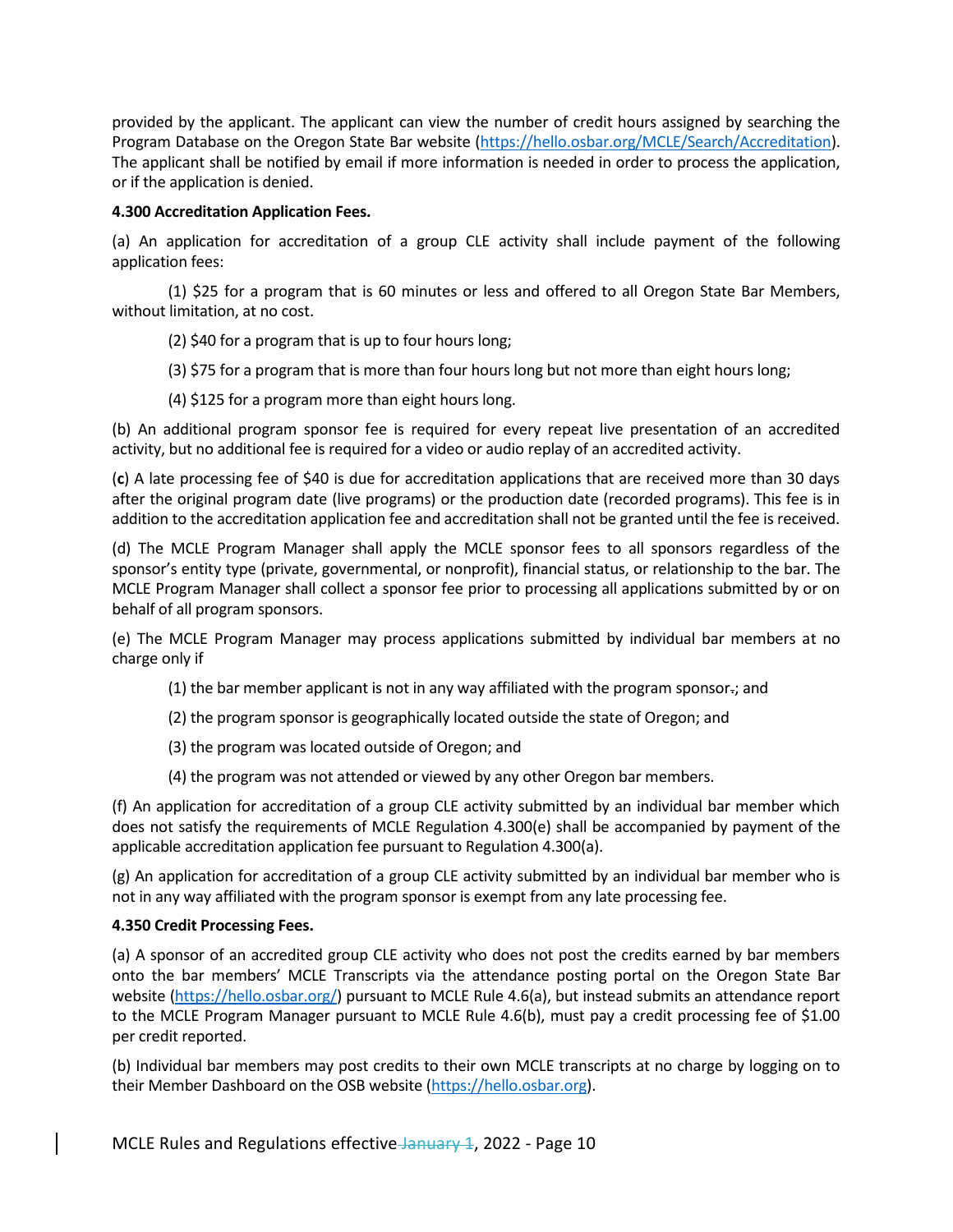provided by the applicant. The applicant can view the number of credit hours assigned by searching the Program Database on the Oregon State Bar website (https://hello.osbar.org/MCLE/Search/Accreditation). The applicant shall be notified by email if more information is needed in order to process the application, or if the application is denied.

**4.300 Accreditation Application Fees.**

(a) An application for accreditation of a group CLE activity shall include payment of the following application fees:

(1) $25 for a program that is 60 minutes or less and offered to all Oregon State Bar Members, without limitation, at no cost.

(2) $40 for a program that is up to four hours long;

(3) $75 for a program that is more than four hours long but not more than eight hours long;

(4) $125 for a program more than eight hours long.

(b) An additional program sponsor fee is required for every repeat live presentation of an accredited activity, but no additional fee is required for a video or audio replay of an accredited activity.

(**c**) A late processing fee of $40 is due for accreditation applications that are received more than 30 days after the original program date (live programs) or the production date (recorded programs). This fee is in addition to the accreditation application fee and accreditation shall not be granted until the fee is received.

(d) The MCLE Program Manager shall apply the MCLE sponsor fees to all sponsors regardless of the sponsor's entity type (private, governmental, or nonprofit), financial status, or relationship to the bar. The MCLE Program Manager shall collect a sponsor fee prior to processing all applications submitted by or on behalf of all program sponsors.

(e) The MCLE Program Manager may process applications submitted by individual bar members at no charge only if

(1) the bar member applicant is not in any way affiliated with the program sponsor.; and

(2) the program sponsor is geographically located outside the state of Oregon; and

(3) the program was located outside of Oregon; and

(4) the program was not attended or viewed by any other Oregon bar members.

(f) An application for accreditation of a group CLE activity submitted by an individual bar member which does not satisfy the requirements of MCLE Regulation 4.300(e) shall be accompanied by payment of the applicable accreditation application fee pursuant to Regulation 4.300(a).

(g) An application for accreditation of a group CLE activity submitted by an individual bar member who is not in any way affiliated with the program sponsor is exempt from any late processing fee.

**4.350 Credit Processing Fees.**

(a) A sponsor of an accredited group CLE activity who does not post the credits earned by bar members onto the bar members' MCLE Transcripts via the attendance posting portal on the Oregon State Bar website (https://hello.osbar.org/) pursuant to MCLE Rule 4.6(a), but instead submits an attendance report to the MCLE Program Manager pursuant to MCLE Rule 4.6(b), must pay a credit processing fee of $1.00 per credit reported.

(b) Individual bar members may post credits to their own MCLE transcripts at no charge by logging on to their Member Dashboard on the OSB website (https://hello.osbar.org).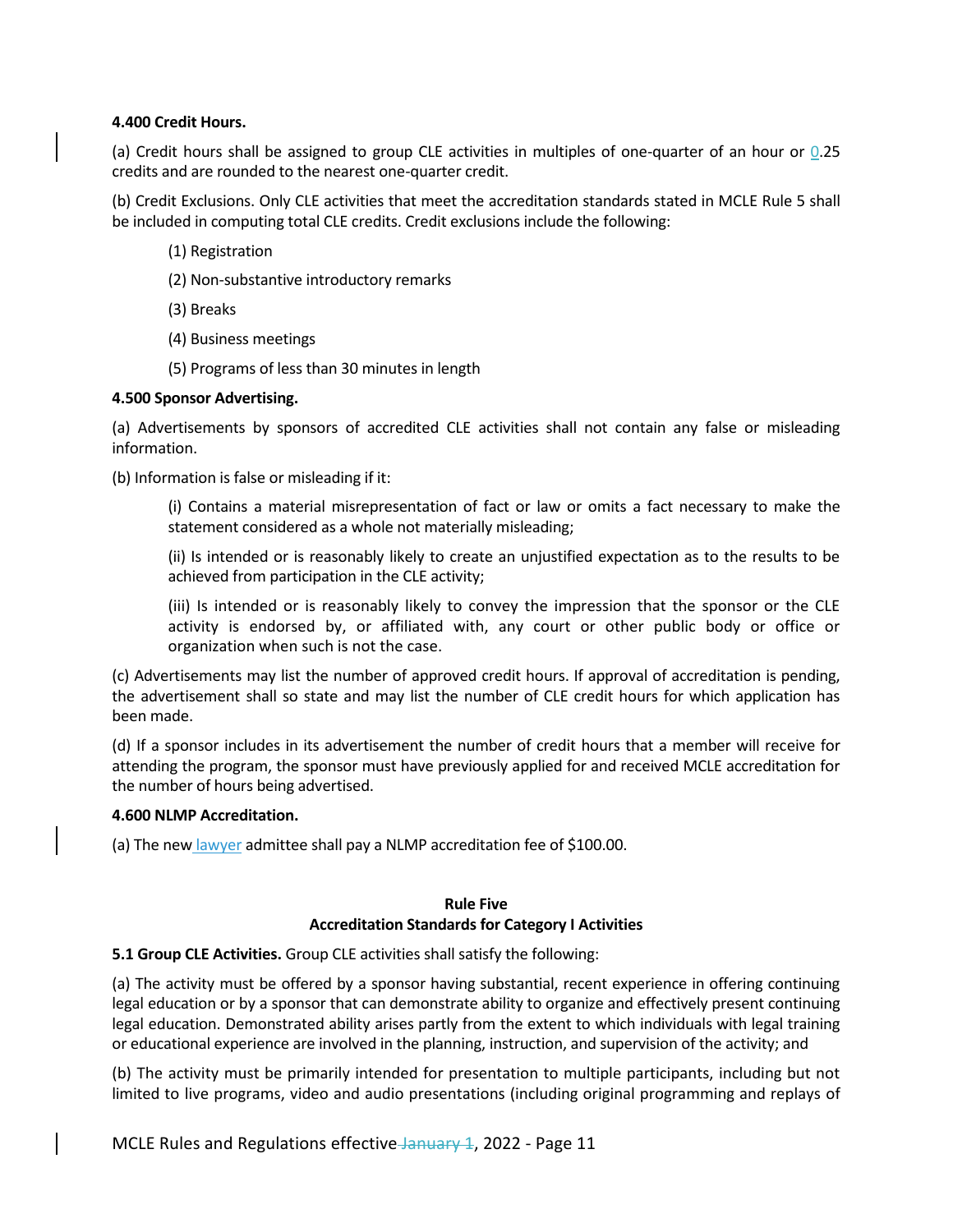**4.400 Credit Hours.**

(a) Credit hours shall be assigned to group CLE activities in multiples of one-quarter of an hour or 0.25 credits and are rounded to the nearest one-quarter credit.

(b) Credit Exclusions. Only CLE activities that meet the accreditation standards stated in MCLE Rule 5 shall be included in computing total CLE credits. Credit exclusions include the following:

(1) Registration

(2) Non-substantive introductory remarks

(3) Breaks

(4) Business meetings

(5) Programs of less than 30 minutes in length

**4.500 Sponsor Advertising.**

(a) Advertisements by sponsors of accredited CLE activities shall not contain any false or misleading information.

(b) Information is false or misleading if it:

(i) Contains a material misrepresentation of fact or law or omits a fact necessary to make the statement considered as a whole not materially misleading;

(ii) Is intended or is reasonably likely to create an unjustified expectation as to the results to be achieved from participation in the CLE activity;

(iii) Is intended or is reasonably likely to convey the impression that the sponsor or the CLE activity is endorsed by, or affiliated with, any court or other public body or office or organization when such is not the case.

(c) Advertisements may list the number of approved credit hours. If approval of accreditation is pending, the advertisement shall so state and may list the number of CLE credit hours for which application has been made.

(d) If a sponsor includes in its advertisement the number of credit hours that a member will receive for attending the program, the sponsor must have previously applied for and received MCLE accreditation for the number of hours being advertised.

**4.600 NLMP Accreditation.**

(a) The new lawyer admittee shall pay a NLMP accreditation fee of $100.00.

## Rule Five
## Accreditation Standards for Category I Activities

**5.1 Group CLE Activities.** Group CLE activities shall satisfy the following:

(a) The activity must be offered by a sponsor having substantial, recent experience in offering continuing legal education or by a sponsor that can demonstrate ability to organize and effectively present continuing legal education. Demonstrated ability arises partly from the extent to which individuals with legal training or educational experience are involved in the planning, instruction, and supervision of the activity; and

(b) The activity must be primarily intended for presentation to multiple participants, including but not limited to live programs, video and audio presentations (including original programming and replays of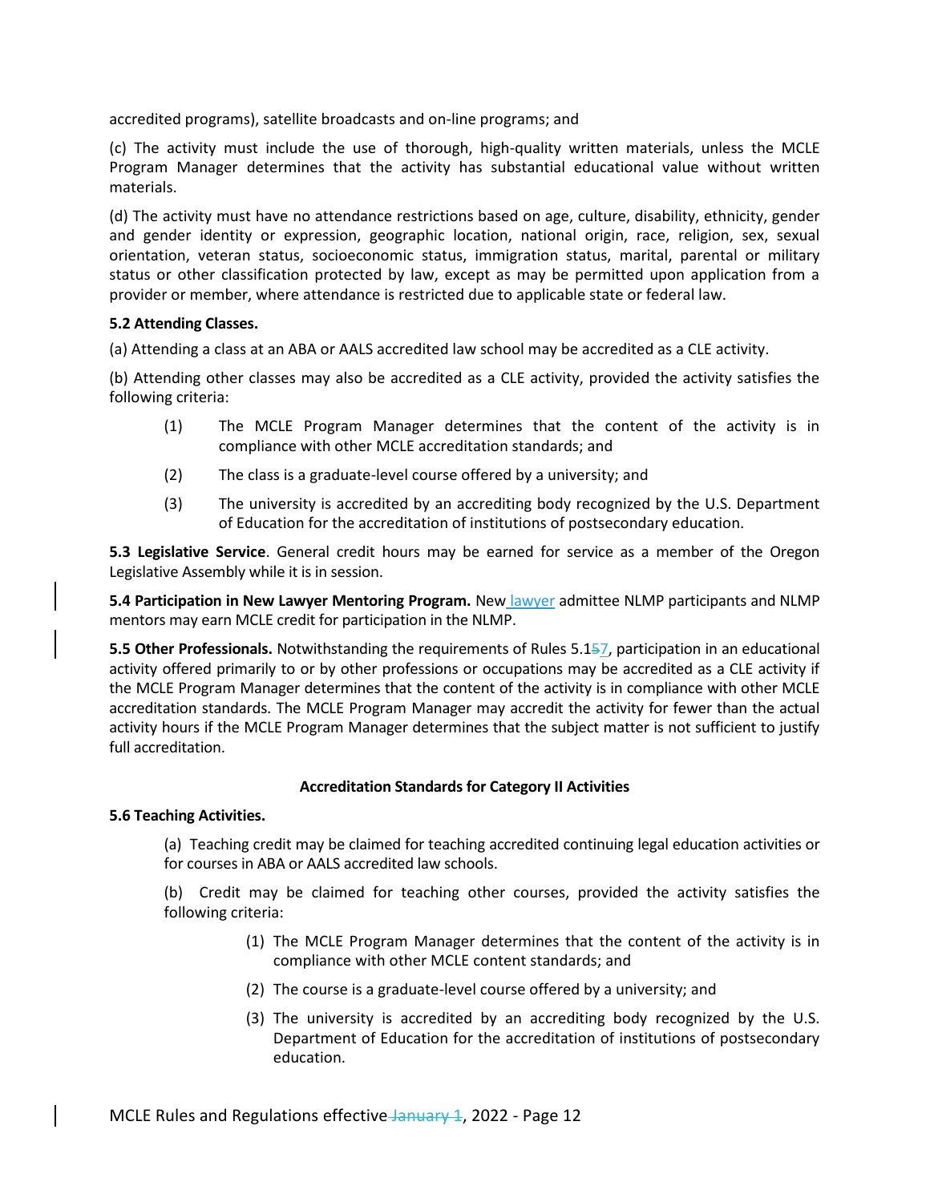accredited programs), satellite broadcasts and on-line programs; and

(c) The activity must include the use of thorough, high-quality written materials, unless the MCLE Program Manager determines that the activity has substantial educational value without written materials.

(d) The activity must have no attendance restrictions based on age, culture, disability, ethnicity, gender and gender identity or expression, geographic location, national origin, race, religion, sex, sexual orientation, veteran status, socioeconomic status, immigration status, marital, parental or military status or other classification protected by law, except as may be permitted upon application from a provider or member, where attendance is restricted due to applicable state or federal law.

**5.2 Attending Classes.**

(a) Attending a class at an ABA or AALS accredited law school may be accredited as a CLE activity.

(b) Attending other classes may also be accredited as a CLE activity, provided the activity satisfies the following criteria:

(1) The MCLE Program Manager determines that the content of the activity is in compliance with other MCLE accreditation standards; and

(2) The class is a graduate-level course offered by a university; and

(3) The university is accredited by an accrediting body recognized by the U.S. Department of Education for the accreditation of institutions of postsecondary education.

**5.3 Legislative Service**. General credit hours may be earned for service as a member of the Oregon Legislative Assembly while it is in session.

**5.4 Participation in New Lawyer Mentoring Program.** New lawyer admittee NLMP participants and NLMP mentors may earn MCLE credit for participation in the NLMP.

**5.5 Other Professionals.** Notwithstanding the requirements of Rules 5.157, participation in an educational activity offered primarily to or by other professions or occupations may be accredited as a CLE activity if the MCLE Program Manager determines that the content of the activity is in compliance with other MCLE accreditation standards. The MCLE Program Manager may accredit the activity for fewer than the actual activity hours if the MCLE Program Manager determines that the subject matter is not sufficient to justify full accreditation.

**Accreditation Standards for Category II Activities**

**5.6 Teaching Activities.**

(a) Teaching credit may be claimed for teaching accredited continuing legal education activities or for courses in ABA or AALS accredited law schools.

(b) Credit may be claimed for teaching other courses, provided the activity satisfies the following criteria:

(1) The MCLE Program Manager determines that the content of the activity is in compliance with other MCLE content standards; and

(2) The course is a graduate-level course offered by a university; and

(3) The university is accredited by an accrediting body recognized by the U.S. Department of Education for the accreditation of institutions of postsecondary education.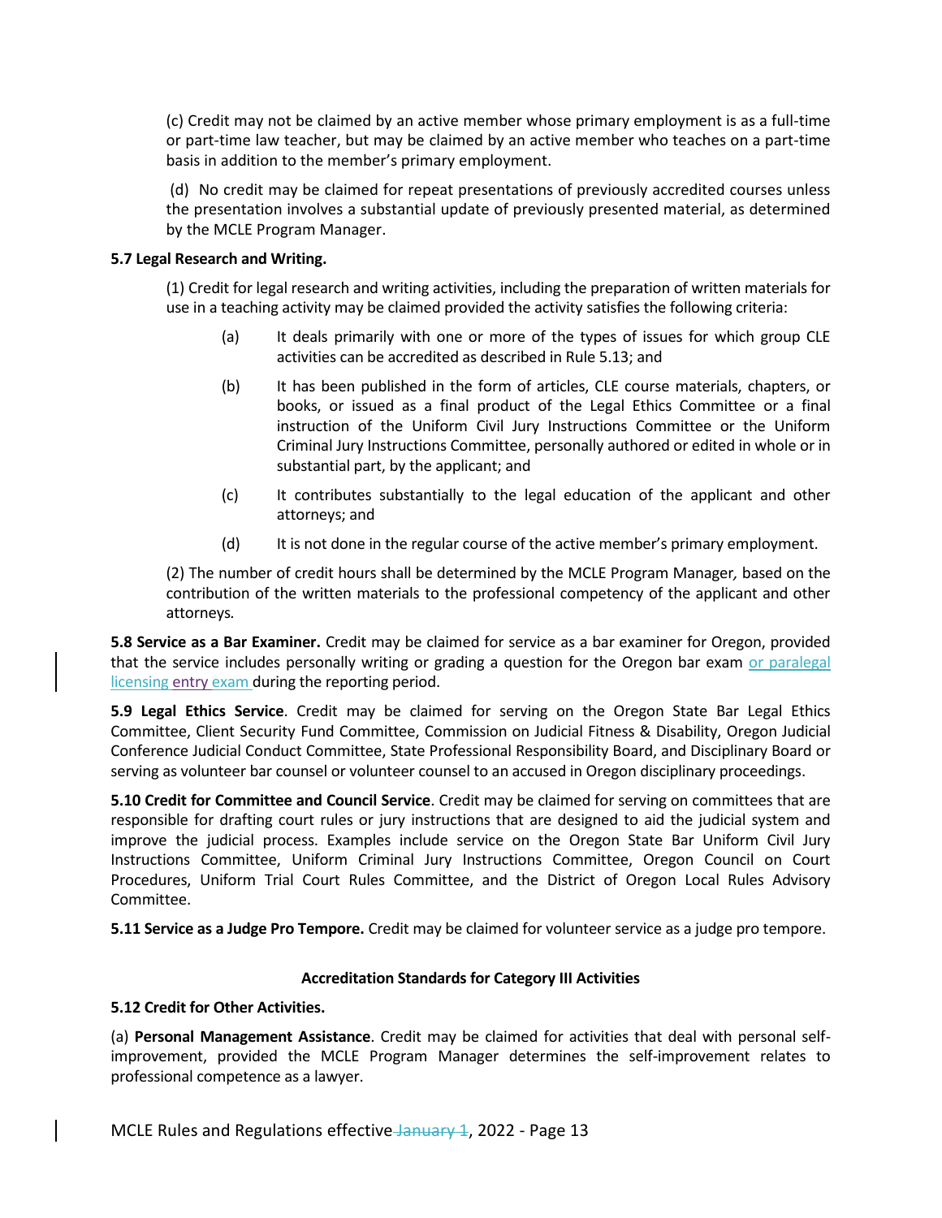(c) Credit may not be claimed by an active member whose primary employment is as a full-time or part-time law teacher, but may be claimed by an active member who teaches on a part-time basis in addition to the member's primary employment.

(d) No credit may be claimed for repeat presentations of previously accredited courses unless the presentation involves a substantial update of previously presented material, as determined by the MCLE Program Manager.

**5.7 Legal Research and Writing.**

(1) Credit for legal research and writing activities, including the preparation of written materials for use in a teaching activity may be claimed provided the activity satisfies the following criteria:

(a) It deals primarily with one or more of the types of issues for which group CLE activities can be accredited as described in Rule 5.13; and

(b) It has been published in the form of articles, CLE course materials, chapters, or books, or issued as a final product of the Legal Ethics Committee or a final instruction of the Uniform Civil Jury Instructions Committee or the Uniform Criminal Jury Instructions Committee, personally authored or edited in whole or in substantial part, by the applicant; and

(c) It contributes substantially to the legal education of the applicant and other attorneys; and

(d) It is not done in the regular course of the active member's primary employment.

(2) The number of credit hours shall be determined by the MCLE Program Manager*,* based on the contribution of the written materials to the professional competency of the applicant and other attorneys*.*

**5.8 Service as a Bar Examiner.** Credit may be claimed for service as a bar examiner for Oregon, provided that the service includes personally writing or grading a question for the Oregon bar exam or paralegal licensing entry exam during the reporting period.

**5.9 Legal Ethics Service**. Credit may be claimed for serving on the Oregon State Bar Legal Ethics Committee, Client Security Fund Committee, Commission on Judicial Fitness & Disability, Oregon Judicial Conference Judicial Conduct Committee, State Professional Responsibility Board, and Disciplinary Board or serving as volunteer bar counsel or volunteer counsel to an accused in Oregon disciplinary proceedings.

**5.10 Credit for Committee and Council Service**. Credit may be claimed for serving on committees that are responsible for drafting court rules or jury instructions that are designed to aid the judicial system and improve the judicial process. Examples include service on the Oregon State Bar Uniform Civil Jury Instructions Committee, Uniform Criminal Jury Instructions Committee, Oregon Council on Court Procedures, Uniform Trial Court Rules Committee, and the District of Oregon Local Rules Advisory Committee.

**5.11 Service as a Judge Pro Tempore.** Credit may be claimed for volunteer service as a judge pro tempore.

**Accreditation Standards for Category III Activities**

**5.12 Credit for Other Activities.**

(a) **Personal Management Assistance**. Credit may be claimed for activities that deal with personal self-improvement, provided the MCLE Program Manager determines the self-improvement relates to professional competence as a lawyer.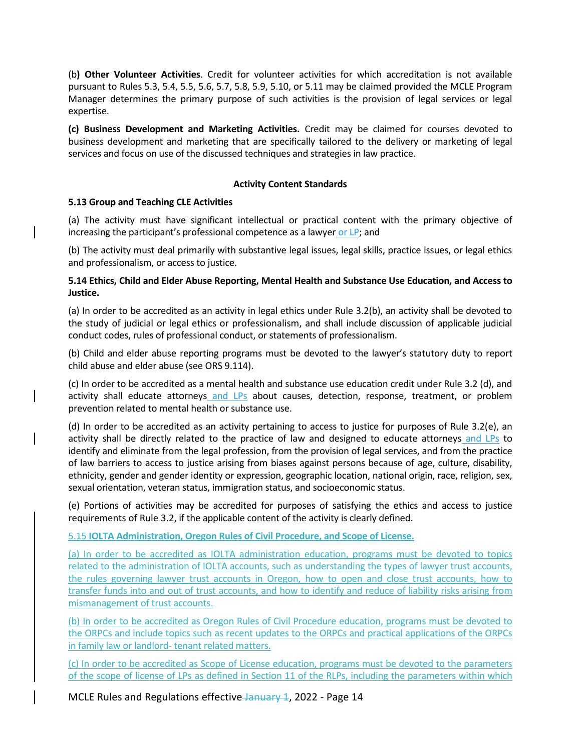(b**) Other Volunteer Activities**. Credit for volunteer activities for which accreditation is not available pursuant to Rules 5.3, 5.4, 5.5, 5.6, 5.7, 5.8, 5.9, 5.10, or 5.11 may be claimed provided the MCLE Program Manager determines the primary purpose of such activities is the provision of legal services or legal expertise.

**(c) Business Development and Marketing Activities.** Credit may be claimed for courses devoted to business development and marketing that are specifically tailored to the delivery or marketing of legal services and focus on use of the discussed techniques and strategies in law practice.

**Activity Content Standards**

**5.13 Group and Teaching CLE Activities**

(a) The activity must have significant intellectual or practical content with the primary objective of increasing the participant's professional competence as a lawyer or LP; and

(b) The activity must deal primarily with substantive legal issues, legal skills, practice issues, or legal ethics and professionalism, or access to justice.

**5.14 Ethics, Child and Elder Abuse Reporting, Mental Health and Substance Use Education, and Access to Justice.**

(a) In order to be accredited as an activity in legal ethics under Rule 3.2(b), an activity shall be devoted to the study of judicial or legal ethics or professionalism, and shall include discussion of applicable judicial conduct codes, rules of professional conduct, or statements of professionalism.

(b) Child and elder abuse reporting programs must be devoted to the lawyer's statutory duty to report child abuse and elder abuse (see ORS 9.114).

(c) In order to be accredited as a mental health and substance use education credit under Rule 3.2 (d), and activity shall educate attorneys and LPs about causes, detection, response, treatment, or problem prevention related to mental health or substance use.

(d) In order to be accredited as an activity pertaining to access to justice for purposes of Rule 3.2(e), an activity shall be directly related to the practice of law and designed to educate attorneys and LPs to identify and eliminate from the legal profession, from the provision of legal services, and from the practice of law barriers to access to justice arising from biases against persons because of age, culture, disability, ethnicity, gender and gender identity or expression, geographic location, national origin, race, religion, sex, sexual orientation, veteran status, immigration status, and socioeconomic status.

(e) Portions of activities may be accredited for purposes of satisfying the ethics and access to justice requirements of Rule 3.2, if the applicable content of the activity is clearly defined.

5.15 **IOLTA Administration, Oregon Rules of Civil Procedure, and Scope of License.**

(a) In order to be accredited as IOLTA administration education, programs must be devoted to topics related to the administration of IOLTA accounts, such as understanding the types of lawyer trust accounts, the rules governing lawyer trust accounts in Oregon, how to open and close trust accounts, how to transfer funds into and out of trust accounts, and how to identify and reduce of liability risks arising from mismanagement of trust accounts.

(b) In order to be accredited as Oregon Rules of Civil Procedure education, programs must be devoted to the ORPCs and include topics such as recent updates to the ORPCs and practical applications of the ORPCs in family law or landlord- tenant related matters.

(c) In order to be accredited as Scope of License education, programs must be devoted to the parameters of the scope of license of LPs as defined in Section 11 of the RLPs, including the parameters within which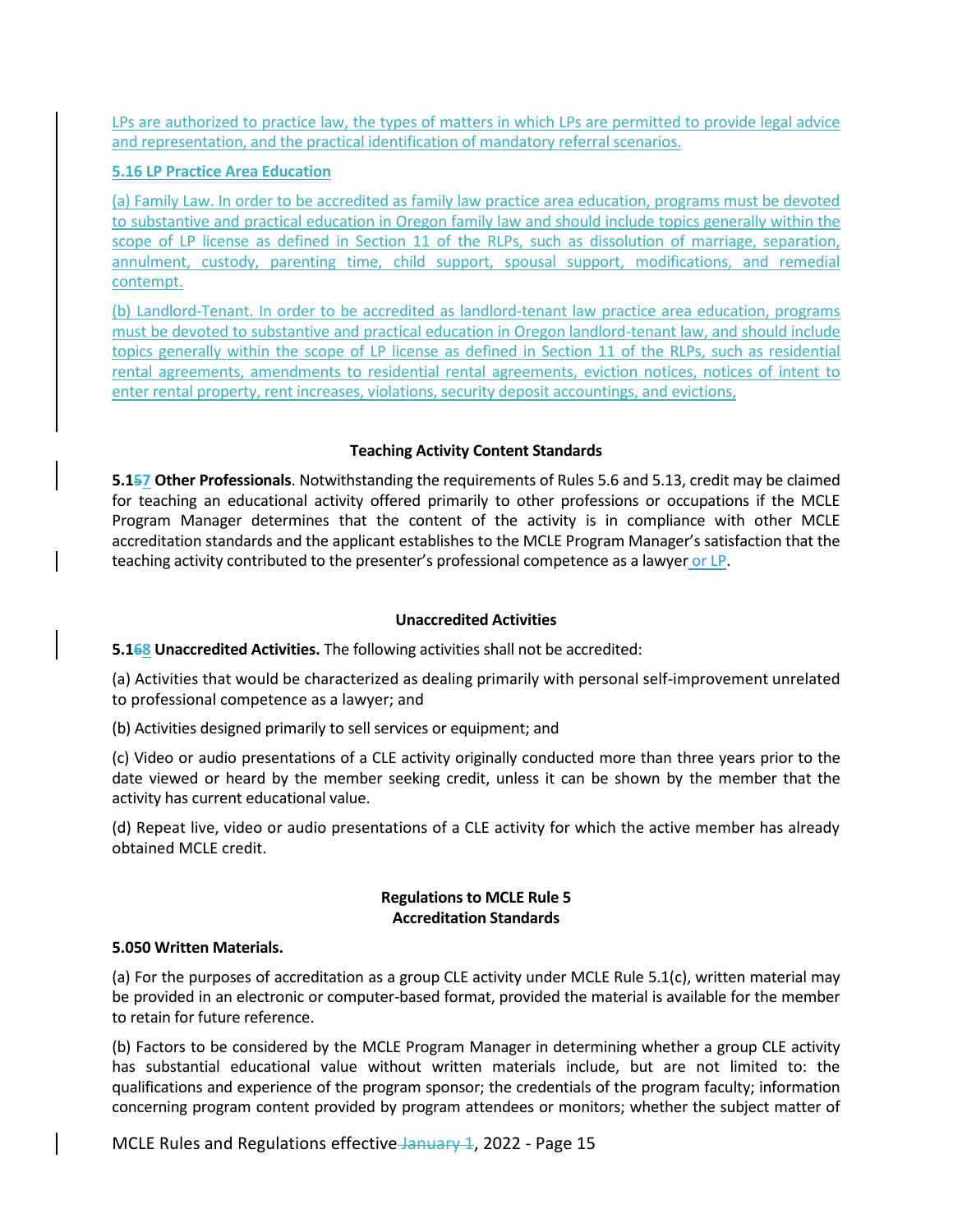LPs are authorized to practice law, the types of matters in which LPs are permitted to provide legal advice and representation, and the practical identification of mandatory referral scenarios.

**5.16 LP Practice Area Education**

(a) Family Law. In order to be accredited as family law practice area education, programs must be devoted to substantive and practical education in Oregon family law and should include topics generally within the scope of LP license as defined in Section 11 of the RLPs, such as dissolution of marriage, separation, annulment, custody, parenting time, child support, spousal support, modifications, and remedial contempt.

(b) Landlord-Tenant. In order to be accredited as landlord-tenant law practice area education, programs must be devoted to substantive and practical education in Oregon landlord-tenant law, and should include topics generally within the scope of LP license as defined in Section 11 of the RLPs, such as residential rental agreements, amendments to residential rental agreements, eviction notices, notices of intent to enter rental property, rent increases, violations, security deposit accountings, and evictions,

**Teaching Activity Content Standards**

**5.157 Other Professionals**. Notwithstanding the requirements of Rules 5.6 and 5.13, credit may be claimed for teaching an educational activity offered primarily to other professions or occupations if the MCLE Program Manager determines that the content of the activity is in compliance with other MCLE accreditation standards and the applicant establishes to the MCLE Program Manager's satisfaction that the teaching activity contributed to the presenter's professional competence as a lawyer or LP.

**Unaccredited Activities**

**5.168 Unaccredited Activities.** The following activities shall not be accredited:

(a) Activities that would be characterized as dealing primarily with personal self-improvement unrelated to professional competence as a lawyer; and

(b) Activities designed primarily to sell services or equipment; and

(c) Video or audio presentations of a CLE activity originally conducted more than three years prior to the date viewed or heard by the member seeking credit, unless it can be shown by the member that the activity has current educational value.

(d) Repeat live, video or audio presentations of a CLE activity for which the active member has already obtained MCLE credit.

**Regulations to MCLE Rule 5**
**Accreditation Standards**

**5.050 Written Materials.**

(a) For the purposes of accreditation as a group CLE activity under MCLE Rule 5.1(c), written material may be provided in an electronic or computer-based format, provided the material is available for the member to retain for future reference.

(b) Factors to be considered by the MCLE Program Manager in determining whether a group CLE activity has substantial educational value without written materials include, but are not limited to: the qualifications and experience of the program sponsor; the credentials of the program faculty; information concerning program content provided by program attendees or monitors; whether the subject matter of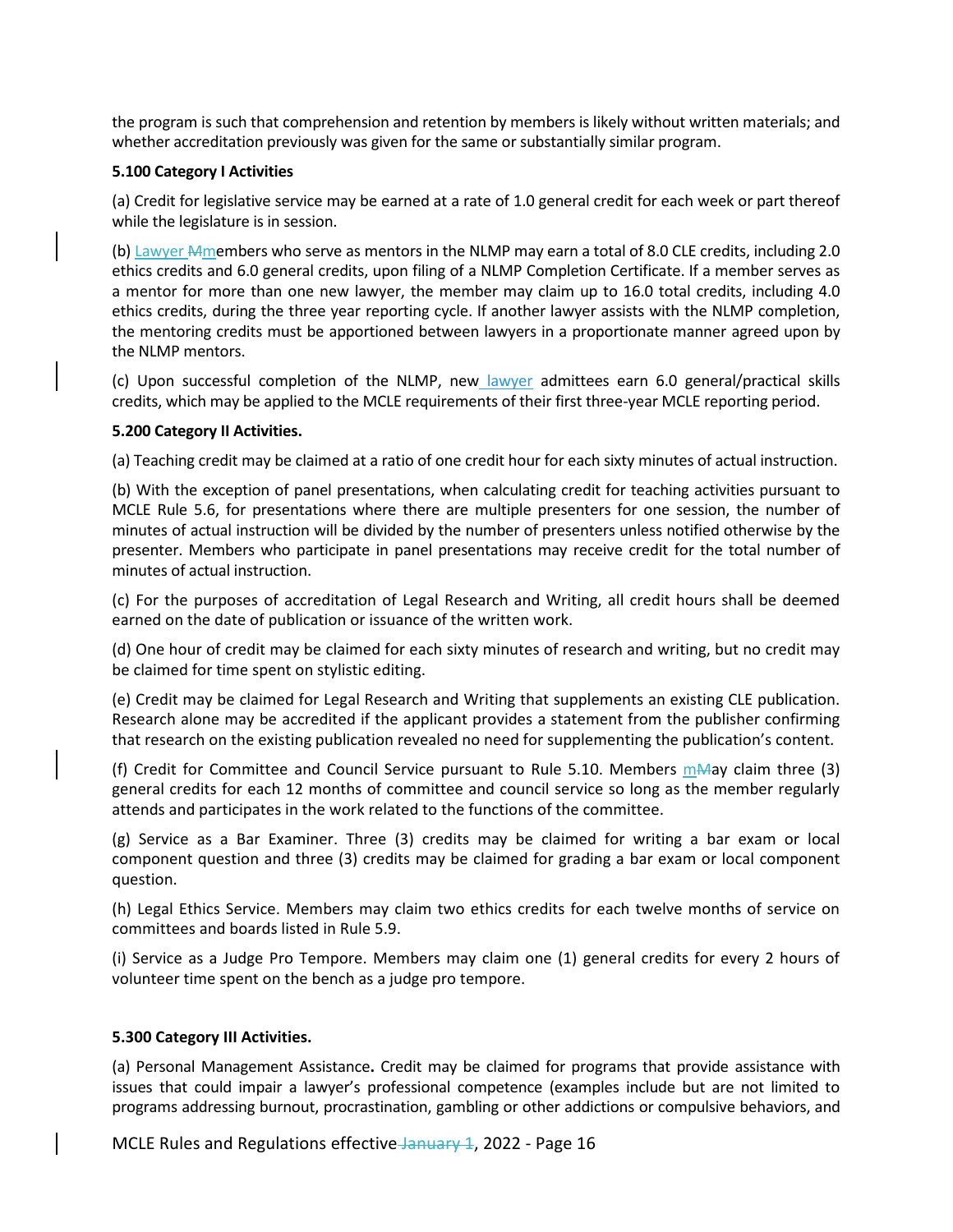the program is such that comprehension and retention by members is likely without written materials; and whether accreditation previously was given for the same or substantially similar program.

**5.100 Category I Activities**

(a) Credit for legislative service may be earned at a rate of 1.0 general credit for each week or part thereof while the legislature is in session.

(b) Lawyer ~~M~~members who serve as mentors in the NLMP may earn a total of 8.0 CLE credits, including 2.0 ethics credits and 6.0 general credits, upon filing of a NLMP Completion Certificate. If a member serves as a mentor for more than one new lawyer, the member may claim up to 16.0 total credits, including 4.0 ethics credits, during the three year reporting cycle. If another lawyer assists with the NLMP completion, the mentoring credits must be apportioned between lawyers in a proportionate manner agreed upon by the NLMP mentors.

(c) Upon successful completion of the NLMP, new lawyer admittees earn 6.0 general/practical skills credits, which may be applied to the MCLE requirements of their first three-year MCLE reporting period.

**5.200 Category II Activities.**

(a) Teaching credit may be claimed at a ratio of one credit hour for each sixty minutes of actual instruction.

(b) With the exception of panel presentations, when calculating credit for teaching activities pursuant to MCLE Rule 5.6, for presentations where there are multiple presenters for one session, the number of minutes of actual instruction will be divided by the number of presenters unless notified otherwise by the presenter. Members who participate in panel presentations may receive credit for the total number of minutes of actual instruction.

(c) For the purposes of accreditation of Legal Research and Writing, all credit hours shall be deemed earned on the date of publication or issuance of the written work.

(d) One hour of credit may be claimed for each sixty minutes of research and writing, but no credit may be claimed for time spent on stylistic editing.

(e) Credit may be claimed for Legal Research and Writing that supplements an existing CLE publication. Research alone may be accredited if the applicant provides a statement from the publisher confirming that research on the existing publication revealed no need for supplementing the publication's content.

(f) Credit for Committee and Council Service pursuant to Rule 5.10. Members m~~M~~ay claim three (3) general credits for each 12 months of committee and council service so long as the member regularly attends and participates in the work related to the functions of the committee.

(g) Service as a Bar Examiner. Three (3) credits may be claimed for writing a bar exam or local component question and three (3) credits may be claimed for grading a bar exam or local component question.

(h) Legal Ethics Service. Members may claim two ethics credits for each twelve months of service on committees and boards listed in Rule 5.9.

(i) Service as a Judge Pro Tempore. Members may claim one (1) general credits for every 2 hours of volunteer time spent on the bench as a judge pro tempore.

**5.300 Category III Activities.**

(a) Personal Management Assistance**.** Credit may be claimed for programs that provide assistance with issues that could impair a lawyer's professional competence (examples include but are not limited to programs addressing burnout, procrastination, gambling or other addictions or compulsive behaviors, and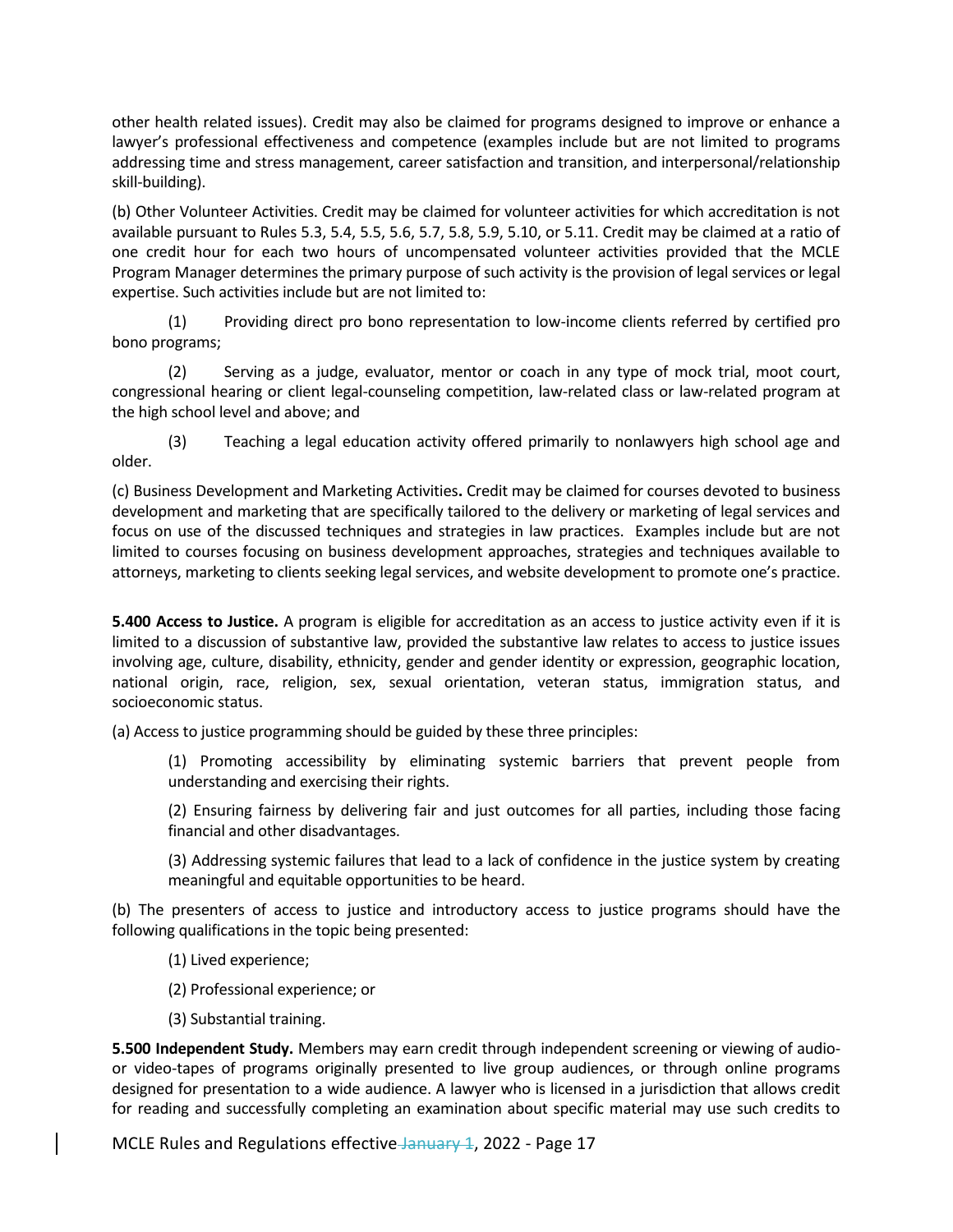other health related issues). Credit may also be claimed for programs designed to improve or enhance a lawyer's professional effectiveness and competence (examples include but are not limited to programs addressing time and stress management, career satisfaction and transition, and interpersonal/relationship skill-building).

(b) Other Volunteer Activities. Credit may be claimed for volunteer activities for which accreditation is not available pursuant to Rules 5.3, 5.4, 5.5, 5.6, 5.7, 5.8, 5.9, 5.10, or 5.11. Credit may be claimed at a ratio of one credit hour for each two hours of uncompensated volunteer activities provided that the MCLE Program Manager determines the primary purpose of such activity is the provision of legal services or legal expertise. Such activities include but are not limited to:

(1) Providing direct pro bono representation to low-income clients referred by certified pro bono programs;

(2) Serving as a judge, evaluator, mentor or coach in any type of mock trial, moot court, congressional hearing or client legal-counseling competition, law-related class or law-related program at the high school level and above; and

(3) Teaching a legal education activity offered primarily to nonlawyers high school age and older.

(c) Business Development and Marketing Activities**.** Credit may be claimed for courses devoted to business development and marketing that are specifically tailored to the delivery or marketing of legal services and focus on use of the discussed techniques and strategies in law practices. Examples include but are not limited to courses focusing on business development approaches, strategies and techniques available to attorneys, marketing to clients seeking legal services, and website development to promote one's practice.

**5.400 Access to Justice.** A program is eligible for accreditation as an access to justice activity even if it is limited to a discussion of substantive law, provided the substantive law relates to access to justice issues involving age, culture, disability, ethnicity, gender and gender identity or expression, geographic location, national origin, race, religion, sex, sexual orientation, veteran status, immigration status, and socioeconomic status.

(a) Access to justice programming should be guided by these three principles:

(1) Promoting accessibility by eliminating systemic barriers that prevent people from understanding and exercising their rights.

(2) Ensuring fairness by delivering fair and just outcomes for all parties, including those facing financial and other disadvantages.

(3) Addressing systemic failures that lead to a lack of confidence in the justice system by creating meaningful and equitable opportunities to be heard.

(b) The presenters of access to justice and introductory access to justice programs should have the following qualifications in the topic being presented:

(1) Lived experience;

(2) Professional experience; or

(3) Substantial training.

**5.500 Independent Study.** Members may earn credit through independent screening or viewing of audio- or video-tapes of programs originally presented to live group audiences, or through online programs designed for presentation to a wide audience. A lawyer who is licensed in a jurisdiction that allows credit for reading and successfully completing an examination about specific material may use such credits to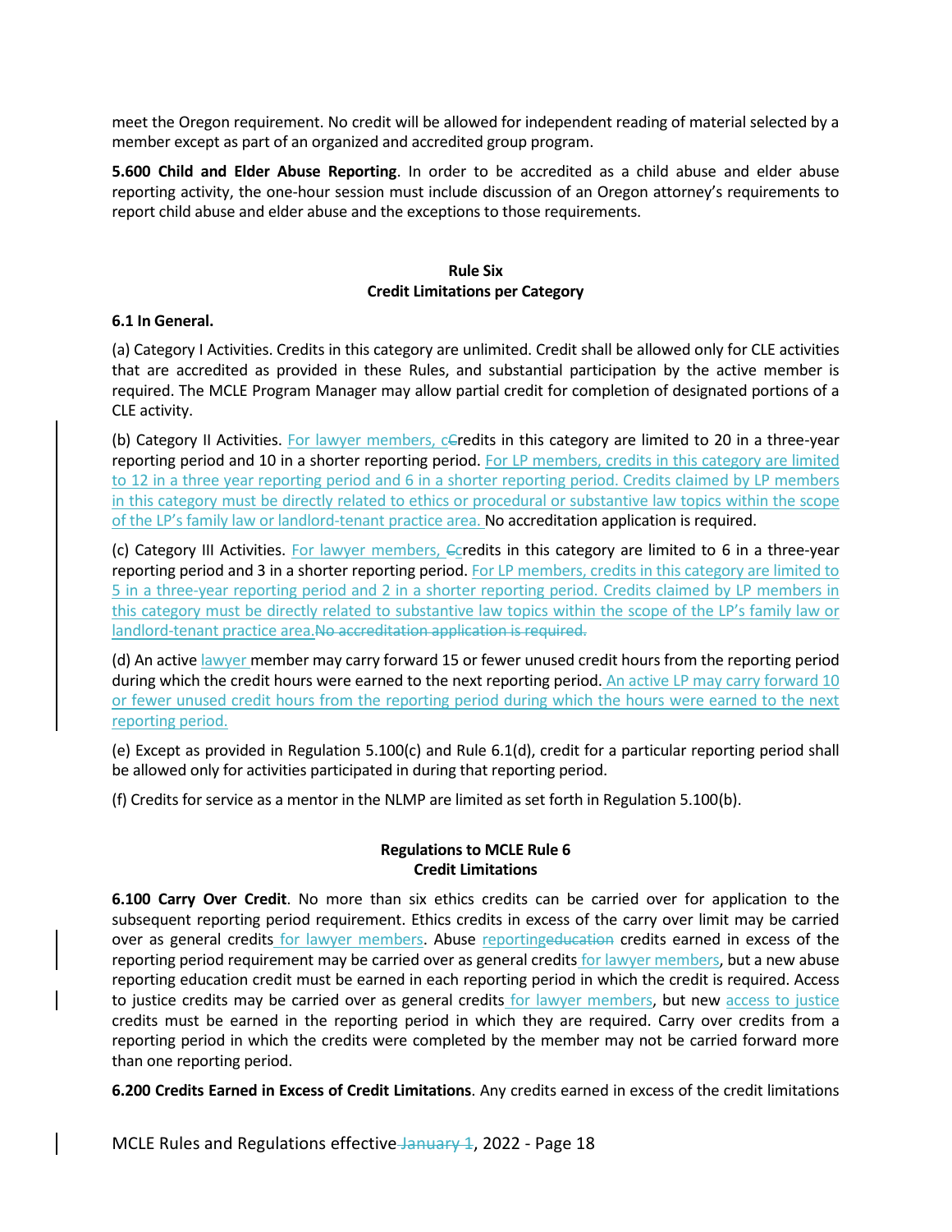meet the Oregon requirement. No credit will be allowed for independent reading of material selected by a member except as part of an organized and accredited group program.

**5.600 Child and Elder Abuse Reporting**. In order to be accredited as a child abuse and elder abuse reporting activity, the one-hour session must include discussion of an Oregon attorney's requirements to report child abuse and elder abuse and the exceptions to those requirements.

**Rule Six**
**Credit Limitations per Category**

**6.1 In General.**

(a) Category I Activities. Credits in this category are unlimited. Credit shall be allowed only for CLE activities that are accredited as provided in these Rules, and substantial participation by the active member is required. The MCLE Program Manager may allow partial credit for completion of designated portions of a CLE activity.

(b) Category II Activities. For lawyer members, cCredits in this category are limited to 20 in a three-year reporting period and 10 in a shorter reporting period. For LP members, credits in this category are limited to 12 in a three year reporting period and 6 in a shorter reporting period. Credits claimed by LP members in this category must be directly related to ethics or procedural or substantive law topics within the scope of the LP's family law or landlord-tenant practice area. No accreditation application is required.

(c) Category III Activities. For lawyer members, Ccredits in this category are limited to 6 in a three-year reporting period and 3 in a shorter reporting period. For LP members, credits in this category are limited to 5 in a three-year reporting period and 2 in a shorter reporting period. Credits claimed by LP members in this category must be directly related to substantive law topics within the scope of the LP's family law or landlord-tenant practice area.No accreditation application is required.

(d) An active lawyer member may carry forward 15 or fewer unused credit hours from the reporting period during which the credit hours were earned to the next reporting period. An active LP may carry forward 10 or fewer unused credit hours from the reporting period during which the hours were earned to the next reporting period.

(e) Except as provided in Regulation 5.100(c) and Rule 6.1(d), credit for a particular reporting period shall be allowed only for activities participated in during that reporting period.

(f) Credits for service as a mentor in the NLMP are limited as set forth in Regulation 5.100(b).

**Regulations to MCLE Rule 6**
**Credit Limitations**

**6.100 Carry Over Credit**. No more than six ethics credits can be carried over for application to the subsequent reporting period requirement. Ethics credits in excess of the carry over limit may be carried over as general credits for lawyer members. Abuse reportingeducation credits earned in excess of the reporting period requirement may be carried over as general credits for lawyer members, but a new abuse reporting education credit must be earned in each reporting period in which the credit is required. Access to justice credits may be carried over as general credits for lawyer members, but new access to justice credits must be earned in the reporting period in which they are required. Carry over credits from a reporting period in which the credits were completed by the member may not be carried forward more than one reporting period.

**6.200 Credits Earned in Excess of Credit Limitations**. Any credits earned in excess of the credit limitations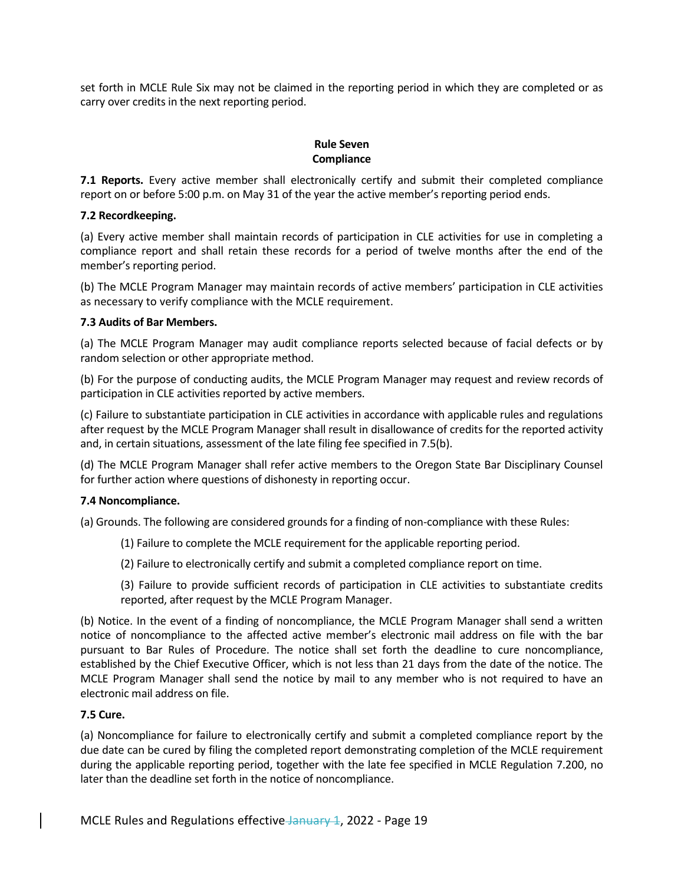set forth in MCLE Rule Six may not be claimed in the reporting period in which they are completed or as carry over credits in the next reporting period.

## Rule Seven
## Compliance

**7.1 Reports.** Every active member shall electronically certify and submit their completed compliance report on or before 5:00 p.m. on May 31 of the year the active member's reporting period ends.

**7.2 Recordkeeping.**

(a) Every active member shall maintain records of participation in CLE activities for use in completing a compliance report and shall retain these records for a period of twelve months after the end of the member's reporting period.

(b) The MCLE Program Manager may maintain records of active members' participation in CLE activities as necessary to verify compliance with the MCLE requirement.

**7.3 Audits of Bar Members.**

(a) The MCLE Program Manager may audit compliance reports selected because of facial defects or by random selection or other appropriate method.

(b) For the purpose of conducting audits, the MCLE Program Manager may request and review records of participation in CLE activities reported by active members.

(c) Failure to substantiate participation in CLE activities in accordance with applicable rules and regulations after request by the MCLE Program Manager shall result in disallowance of credits for the reported activity and, in certain situations, assessment of the late filing fee specified in 7.5(b).

(d) The MCLE Program Manager shall refer active members to the Oregon State Bar Disciplinary Counsel for further action where questions of dishonesty in reporting occur.

**7.4 Noncompliance.**

(a) Grounds. The following are considered grounds for a finding of non-compliance with these Rules:

(1) Failure to complete the MCLE requirement for the applicable reporting period.

(2) Failure to electronically certify and submit a completed compliance report on time.

(3) Failure to provide sufficient records of participation in CLE activities to substantiate credits reported, after request by the MCLE Program Manager.

(b) Notice. In the event of a finding of noncompliance, the MCLE Program Manager shall send a written notice of noncompliance to the affected active member's electronic mail address on file with the bar pursuant to Bar Rules of Procedure. The notice shall set forth the deadline to cure noncompliance, established by the Chief Executive Officer, which is not less than 21 days from the date of the notice. The MCLE Program Manager shall send the notice by mail to any member who is not required to have an electronic mail address on file.

**7.5 Cure.**

(a) Noncompliance for failure to electronically certify and submit a completed compliance report by the due date can be cured by filing the completed report demonstrating completion of the MCLE requirement during the applicable reporting period, together with the late fee specified in MCLE Regulation 7.200, no later than the deadline set forth in the notice of noncompliance.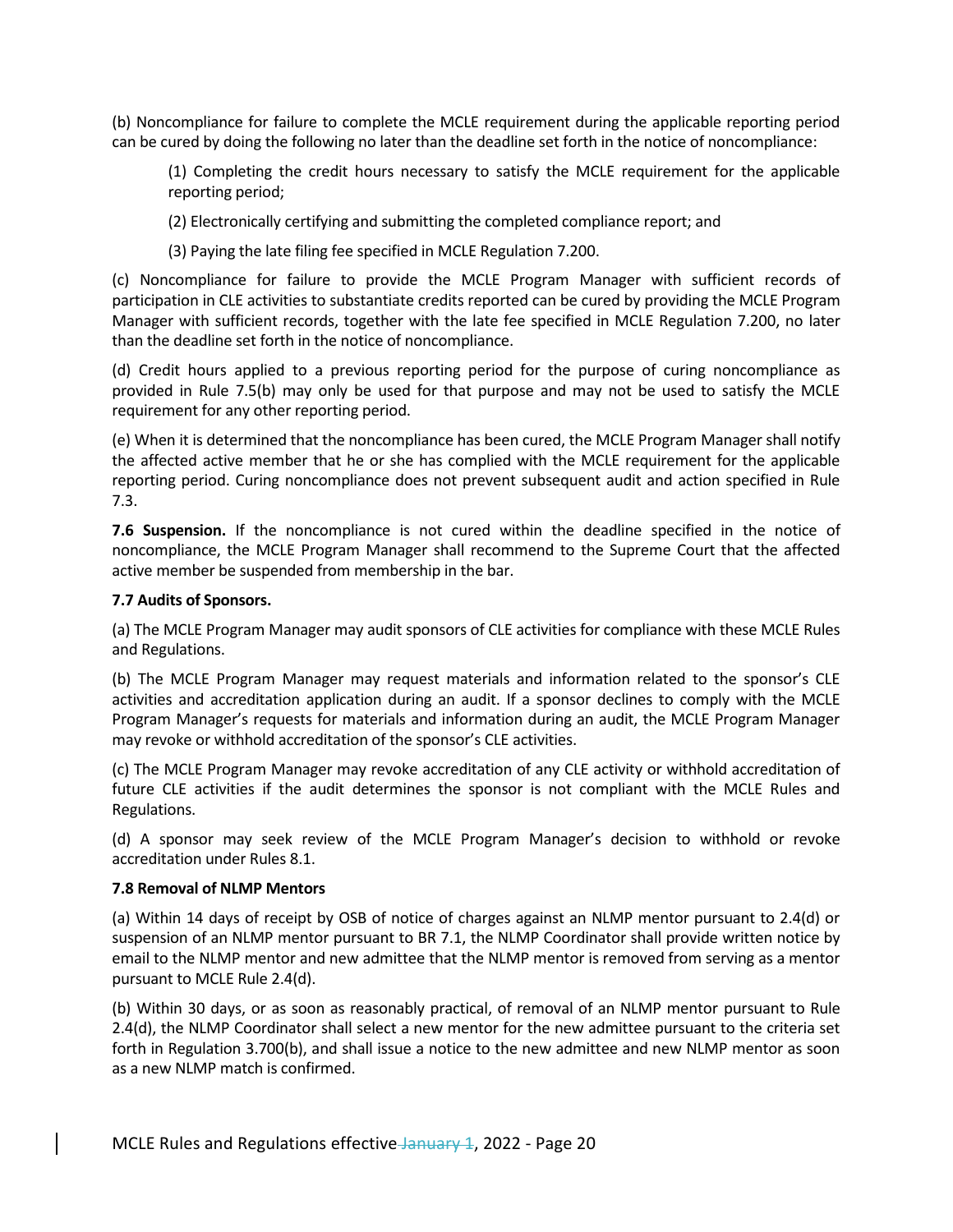(b) Noncompliance for failure to complete the MCLE requirement during the applicable reporting period can be cured by doing the following no later than the deadline set forth in the notice of noncompliance:

(1) Completing the credit hours necessary to satisfy the MCLE requirement for the applicable reporting period;

(2) Electronically certifying and submitting the completed compliance report; and

(3) Paying the late filing fee specified in MCLE Regulation 7.200.

(c) Noncompliance for failure to provide the MCLE Program Manager with sufficient records of participation in CLE activities to substantiate credits reported can be cured by providing the MCLE Program Manager with sufficient records, together with the late fee specified in MCLE Regulation 7.200, no later than the deadline set forth in the notice of noncompliance.

(d) Credit hours applied to a previous reporting period for the purpose of curing noncompliance as provided in Rule 7.5(b) may only be used for that purpose and may not be used to satisfy the MCLE requirement for any other reporting period.

(e) When it is determined that the noncompliance has been cured, the MCLE Program Manager shall notify the affected active member that he or she has complied with the MCLE requirement for the applicable reporting period. Curing noncompliance does not prevent subsequent audit and action specified in Rule 7.3.

**7.6 Suspension.** If the noncompliance is not cured within the deadline specified in the notice of noncompliance, the MCLE Program Manager shall recommend to the Supreme Court that the affected active member be suspended from membership in the bar.

**7.7 Audits of Sponsors.**

(a) The MCLE Program Manager may audit sponsors of CLE activities for compliance with these MCLE Rules and Regulations.

(b) The MCLE Program Manager may request materials and information related to the sponsor's CLE activities and accreditation application during an audit. If a sponsor declines to comply with the MCLE Program Manager's requests for materials and information during an audit, the MCLE Program Manager may revoke or withhold accreditation of the sponsor's CLE activities.

(c) The MCLE Program Manager may revoke accreditation of any CLE activity or withhold accreditation of future CLE activities if the audit determines the sponsor is not compliant with the MCLE Rules and Regulations.

(d) A sponsor may seek review of the MCLE Program Manager's decision to withhold or revoke accreditation under Rules 8.1.

**7.8 Removal of NLMP Mentors**

(a) Within 14 days of receipt by OSB of notice of charges against an NLMP mentor pursuant to 2.4(d) or suspension of an NLMP mentor pursuant to BR 7.1, the NLMP Coordinator shall provide written notice by email to the NLMP mentor and new admittee that the NLMP mentor is removed from serving as a mentor pursuant to MCLE Rule 2.4(d).

(b) Within 30 days, or as soon as reasonably practical, of removal of an NLMP mentor pursuant to Rule 2.4(d), the NLMP Coordinator shall select a new mentor for the new admittee pursuant to the criteria set forth in Regulation 3.700(b), and shall issue a notice to the new admittee and new NLMP mentor as soon as a new NLMP match is confirmed.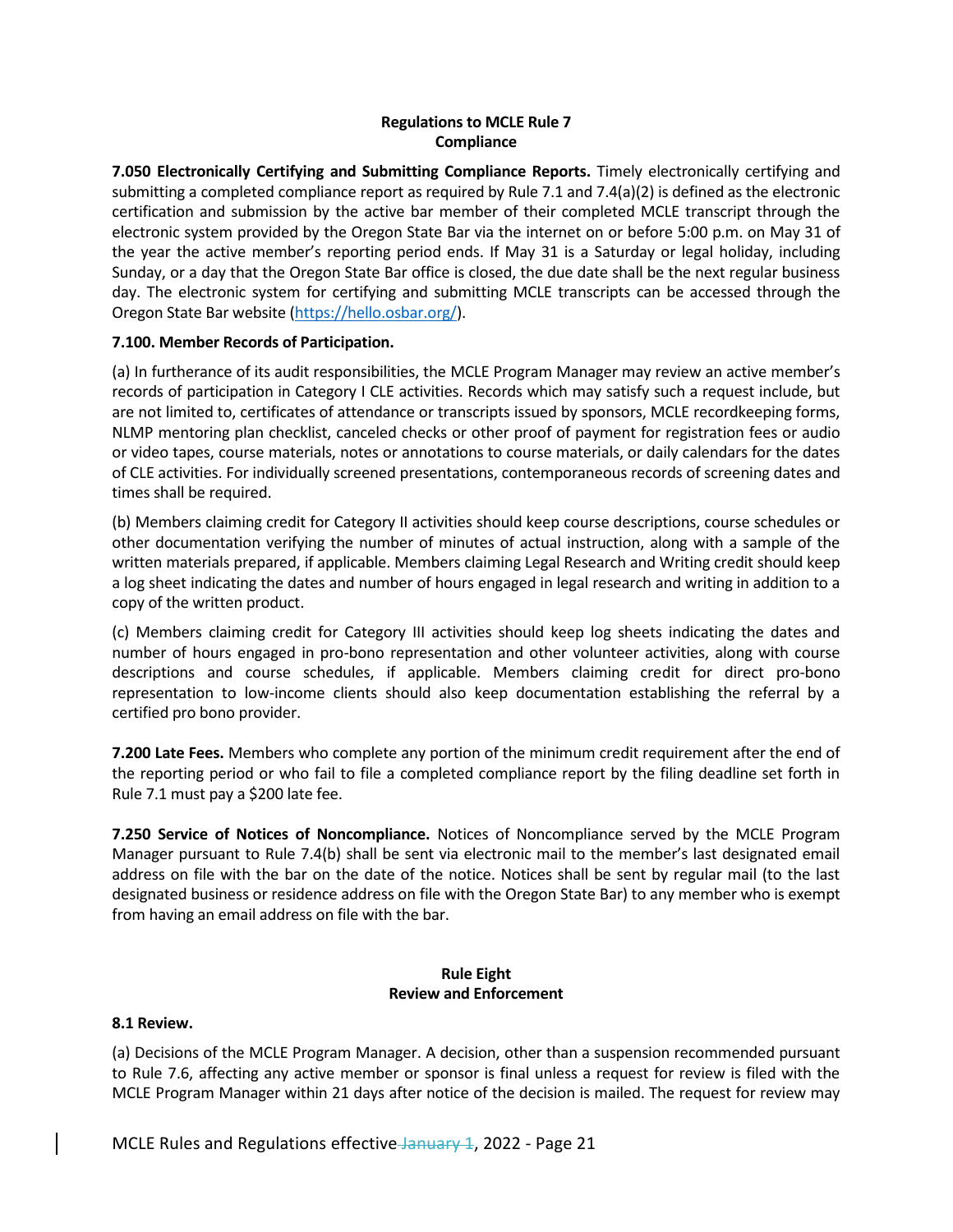## Regulations to MCLE Rule 7
## Compliance

**7.050 Electronically Certifying and Submitting Compliance Reports.** Timely electronically certifying and submitting a completed compliance report as required by Rule 7.1 and 7.4(a)(2) is defined as the electronic certification and submission by the active bar member of their completed MCLE transcript through the electronic system provided by the Oregon State Bar via the internet on or before 5:00 p.m. on May 31 of the year the active member's reporting period ends. If May 31 is a Saturday or legal holiday, including Sunday, or a day that the Oregon State Bar office is closed, the due date shall be the next regular business day. The electronic system for certifying and submitting MCLE transcripts can be accessed through the Oregon State Bar website (https://hello.osbar.org/).

**7.100. Member Records of Participation.**

(a) In furtherance of its audit responsibilities, the MCLE Program Manager may review an active member's records of participation in Category I CLE activities. Records which may satisfy such a request include, but are not limited to, certificates of attendance or transcripts issued by sponsors, MCLE recordkeeping forms, NLMP mentoring plan checklist, canceled checks or other proof of payment for registration fees or audio or video tapes, course materials, notes or annotations to course materials, or daily calendars for the dates of CLE activities. For individually screened presentations, contemporaneous records of screening dates and times shall be required.

(b) Members claiming credit for Category II activities should keep course descriptions, course schedules or other documentation verifying the number of minutes of actual instruction, along with a sample of the written materials prepared, if applicable. Members claiming Legal Research and Writing credit should keep a log sheet indicating the dates and number of hours engaged in legal research and writing in addition to a copy of the written product.

(c) Members claiming credit for Category III activities should keep log sheets indicating the dates and number of hours engaged in pro-bono representation and other volunteer activities, along with course descriptions and course schedules, if applicable. Members claiming credit for direct pro-bono representation to low-income clients should also keep documentation establishing the referral by a certified pro bono provider.

**7.200 Late Fees.** Members who complete any portion of the minimum credit requirement after the end of the reporting period or who fail to file a completed compliance report by the filing deadline set forth in Rule 7.1 must pay a $200 late fee.

**7.250 Service of Notices of Noncompliance.** Notices of Noncompliance served by the MCLE Program Manager pursuant to Rule 7.4(b) shall be sent via electronic mail to the member's last designated email address on file with the bar on the date of the notice. Notices shall be sent by regular mail (to the last designated business or residence address on file with the Oregon State Bar) to any member who is exempt from having an email address on file with the bar.

## Rule Eight
## Review and Enforcement

**8.1 Review.**

(a) Decisions of the MCLE Program Manager. A decision, other than a suspension recommended pursuant to Rule 7.6, affecting any active member or sponsor is final unless a request for review is filed with the MCLE Program Manager within 21 days after notice of the decision is mailed. The request for review may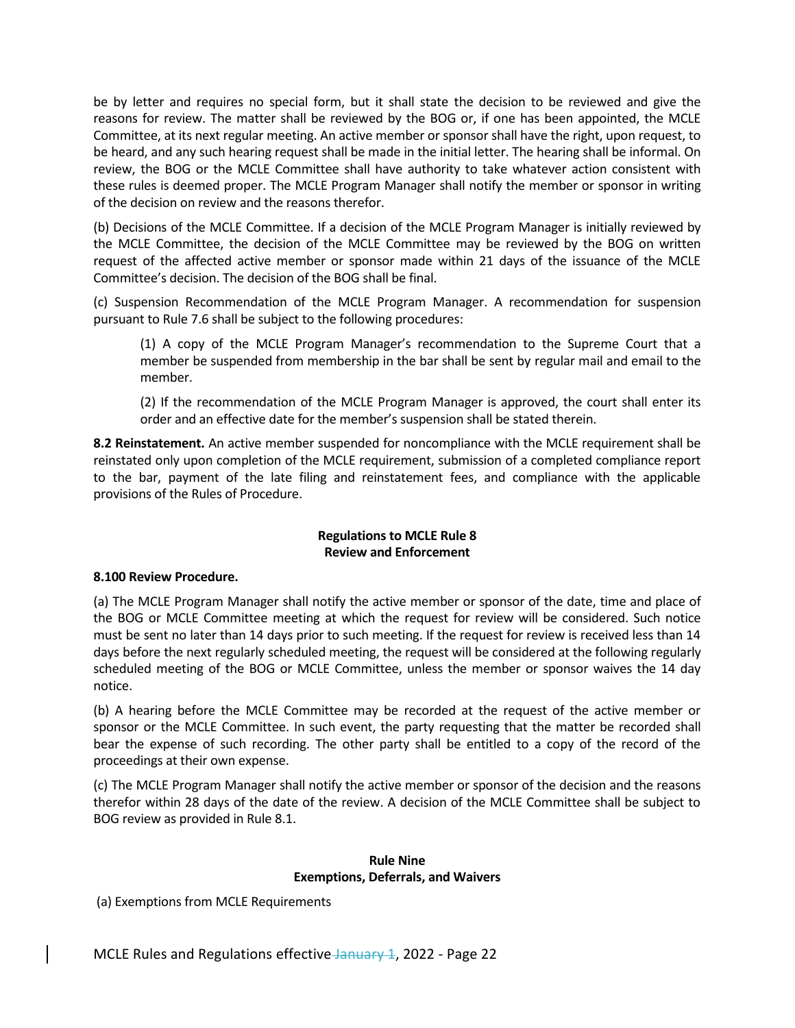be by letter and requires no special form, but it shall state the decision to be reviewed and give the reasons for review. The matter shall be reviewed by the BOG or, if one has been appointed, the MCLE Committee, at its next regular meeting. An active member or sponsor shall have the right, upon request, to be heard, and any such hearing request shall be made in the initial letter. The hearing shall be informal. On review, the BOG or the MCLE Committee shall have authority to take whatever action consistent with these rules is deemed proper. The MCLE Program Manager shall notify the member or sponsor in writing of the decision on review and the reasons therefor.

(b) Decisions of the MCLE Committee. If a decision of the MCLE Program Manager is initially reviewed by the MCLE Committee, the decision of the MCLE Committee may be reviewed by the BOG on written request of the affected active member or sponsor made within 21 days of the issuance of the MCLE Committee's decision. The decision of the BOG shall be final.

(c) Suspension Recommendation of the MCLE Program Manager. A recommendation for suspension pursuant to Rule 7.6 shall be subject to the following procedures:

> (1) A copy of the MCLE Program Manager's recommendation to the Supreme Court that a member be suspended from membership in the bar shall be sent by regular mail and email to the member.
>
> (2) If the recommendation of the MCLE Program Manager is approved, the court shall enter its order and an effective date for the member's suspension shall be stated therein.

**8.2 Reinstatement.** An active member suspended for noncompliance with the MCLE requirement shall be reinstated only upon completion of the MCLE requirement, submission of a completed compliance report to the bar, payment of the late filing and reinstatement fees, and compliance with the applicable provisions of the Rules of Procedure.

## Regulations to MCLE Rule 8
## Review and Enforcement

**8.100 Review Procedure.**

(a) The MCLE Program Manager shall notify the active member or sponsor of the date, time and place of the BOG or MCLE Committee meeting at which the request for review will be considered. Such notice must be sent no later than 14 days prior to such meeting. If the request for review is received less than 14 days before the next regularly scheduled meeting, the request will be considered at the following regularly scheduled meeting of the BOG or MCLE Committee, unless the member or sponsor waives the 14 day notice.

(b) A hearing before the MCLE Committee may be recorded at the request of the active member or sponsor or the MCLE Committee. In such event, the party requesting that the matter be recorded shall bear the expense of such recording. The other party shall be entitled to a copy of the record of the proceedings at their own expense.

(c) The MCLE Program Manager shall notify the active member or sponsor of the decision and the reasons therefor within 28 days of the date of the review. A decision of the MCLE Committee shall be subject to BOG review as provided in Rule 8.1.

## Rule Nine
## Exemptions, Deferrals, and Waivers

(a) Exemptions from MCLE Requirements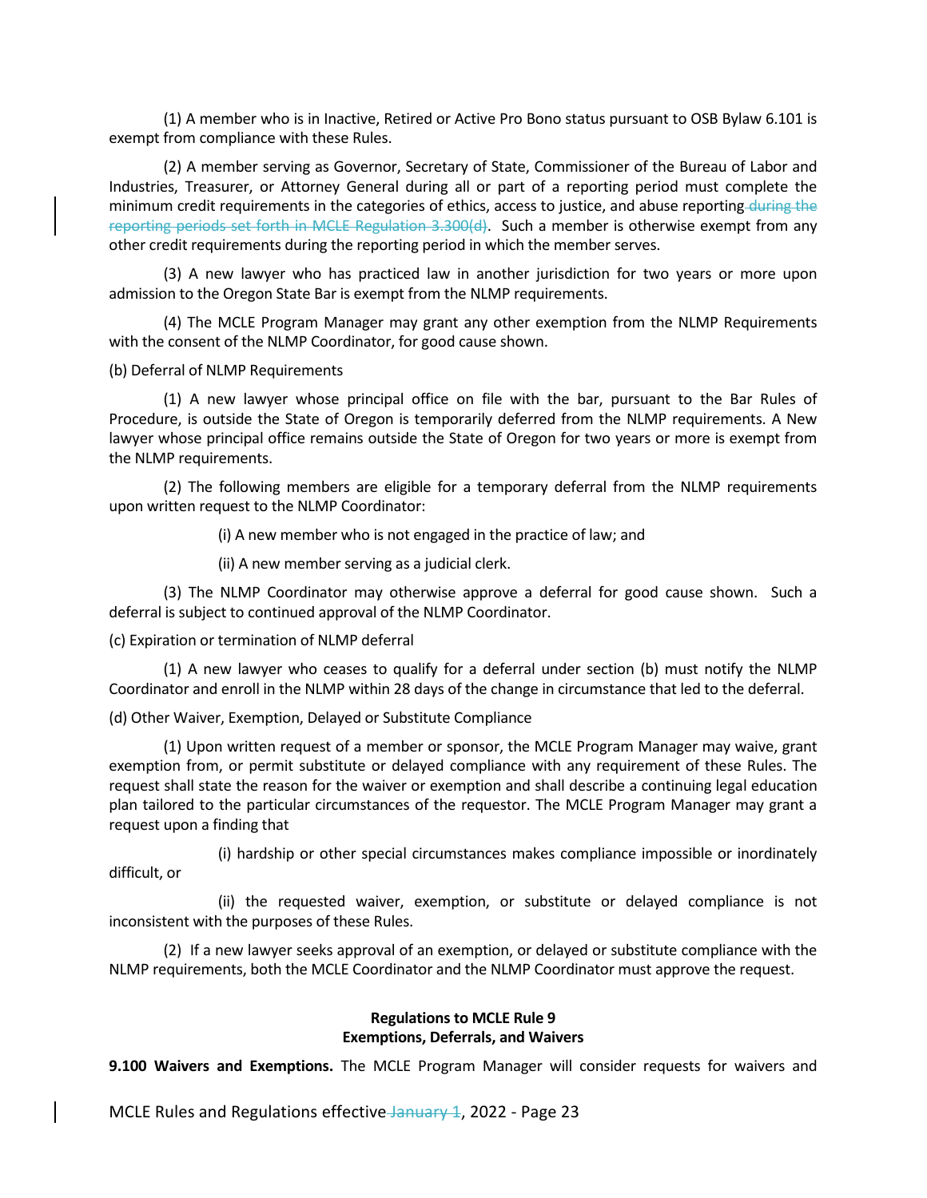(1) A member who is in Inactive, Retired or Active Pro Bono status pursuant to OSB Bylaw 6.101 is exempt from compliance with these Rules.

(2) A member serving as Governor, Secretary of State, Commissioner of the Bureau of Labor and Industries, Treasurer, or Attorney General during all or part of a reporting period must complete the minimum credit requirements in the categories of ethics, access to justice, and abuse reporting ~~during the reporting periods set forth in MCLE Regulation 3.300(d)~~. Such a member is otherwise exempt from any other credit requirements during the reporting period in which the member serves.

(3) A new lawyer who has practiced law in another jurisdiction for two years or more upon admission to the Oregon State Bar is exempt from the NLMP requirements.

(4) The MCLE Program Manager may grant any other exemption from the NLMP Requirements with the consent of the NLMP Coordinator, for good cause shown.

(b) Deferral of NLMP Requirements

(1) A new lawyer whose principal office on file with the bar, pursuant to the Bar Rules of Procedure, is outside the State of Oregon is temporarily deferred from the NLMP requirements. A New lawyer whose principal office remains outside the State of Oregon for two years or more is exempt from the NLMP requirements.

(2) The following members are eligible for a temporary deferral from the NLMP requirements upon written request to the NLMP Coordinator:

(i) A new member who is not engaged in the practice of law; and

(ii) A new member serving as a judicial clerk.

(3) The NLMP Coordinator may otherwise approve a deferral for good cause shown. Such a deferral is subject to continued approval of the NLMP Coordinator.

(c) Expiration or termination of NLMP deferral

(1) A new lawyer who ceases to qualify for a deferral under section (b) must notify the NLMP Coordinator and enroll in the NLMP within 28 days of the change in circumstance that led to the deferral.

(d) Other Waiver, Exemption, Delayed or Substitute Compliance

(1) Upon written request of a member or sponsor, the MCLE Program Manager may waive, grant exemption from, or permit substitute or delayed compliance with any requirement of these Rules. The request shall state the reason for the waiver or exemption and shall describe a continuing legal education plan tailored to the particular circumstances of the requestor. The MCLE Program Manager may grant a request upon a finding that

(i) hardship or other special circumstances makes compliance impossible or inordinately difficult, or

(ii) the requested waiver, exemption, or substitute or delayed compliance is not inconsistent with the purposes of these Rules.

(2) If a new lawyer seeks approval of an exemption, or delayed or substitute compliance with the NLMP requirements, both the MCLE Coordinator and the NLMP Coordinator must approve the request.

**Regulations to MCLE Rule 9**
**Exemptions, Deferrals, and Waivers**

**9.100 Waivers and Exemptions.** The MCLE Program Manager will consider requests for waivers and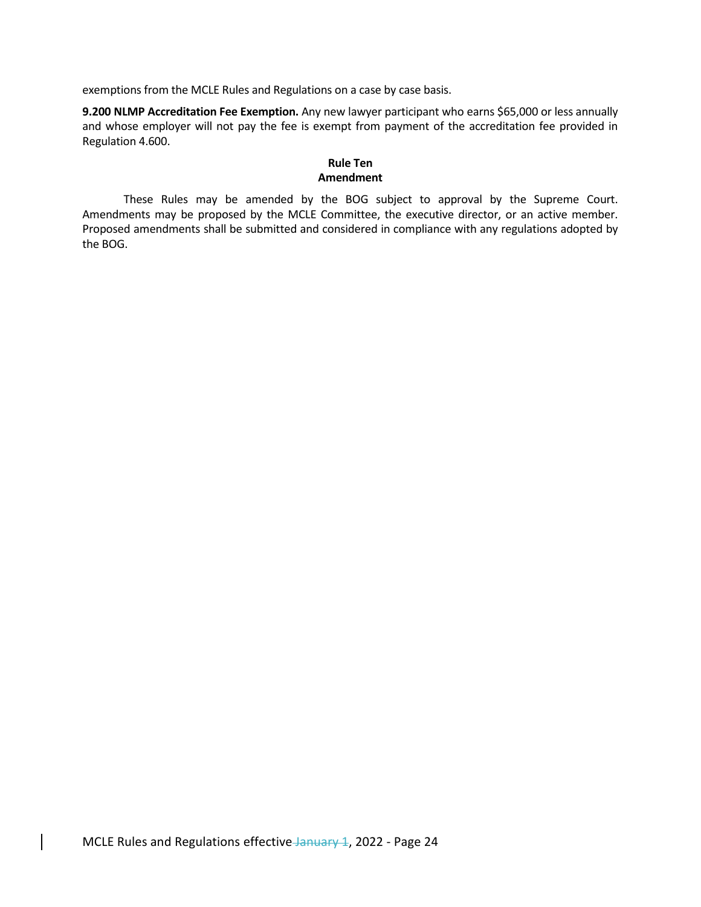exemptions from the MCLE Rules and Regulations on a case by case basis.

**9.200 NLMP Accreditation Fee Exemption.** Any new lawyer participant who earns $65,000 or less annually and whose employer will not pay the fee is exempt from payment of the accreditation fee provided in Regulation 4.600.

**Rule Ten**
**Amendment**

These Rules may be amended by the BOG subject to approval by the Supreme Court. Amendments may be proposed by the MCLE Committee, the executive director, or an active member. Proposed amendments shall be submitted and considered in compliance with any regulations adopted by the BOG.